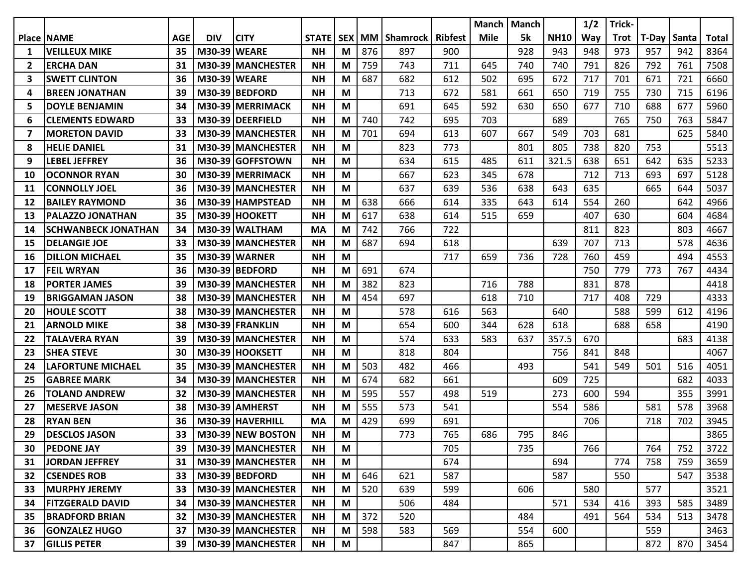| Place | NAME | AGE | DIV | CITY | STATE | SEX | MM | Shamrock | Ribfest | Manch Mile | Manch 5k | NH10 | 1/2 Way | Trick-Trot | T-Day | Santa | Total |
|---|---|---|---|---|---|---|---|---|---|---|---|---|---|---|---|---|---|
| 1 | VEILLEUX MIKE | 35 | M30-39 | WEARE | NH | M | 876 | 897 | 900 | | 928 | 943 | 948 | 973 | 957 | 942 | 8364 |
| 2 | ERCHA DAN | 31 | M30-39 | MANCHESTER | NH | M | 759 | 743 | 711 | 645 | 740 | 740 | 791 | 826 | 792 | 761 | 7508 |
| 3 | SWETT CLINTON | 36 | M30-39 | WEARE | NH | M | 687 | 682 | 612 | 502 | 695 | 672 | 717 | 701 | 671 | 721 | 6660 |
| 4 | BREEN JONATHAN | 39 | M30-39 | BEDFORD | NH | M | | 713 | 672 | 581 | 661 | 650 | 719 | 755 | 730 | 715 | 6196 |
| 5 | DOYLE BENJAMIN | 34 | M30-39 | MERRIMACK | NH | M | | 691 | 645 | 592 | 630 | 650 | 677 | 710 | 688 | 677 | 5960 |
| 6 | CLEMENTS EDWARD | 33 | M30-39 | DEERFIELD | NH | M | 740 | 742 | 695 | 703 | | 689 | | 765 | 750 | 763 | 5847 |
| 7 | MORETON DAVID | 33 | M30-39 | MANCHESTER | NH | M | 701 | 694 | 613 | 607 | 667 | 549 | 703 | 681 | | 625 | 5840 |
| 8 | HELIE DANIEL | 31 | M30-39 | MANCHESTER | NH | M | | 823 | 773 | | 801 | 805 | 738 | 820 | 753 | | 5513 |
| 9 | LEBEL JEFFREY | 36 | M30-39 | GOFFSTOWN | NH | M | | 634 | 615 | 485 | 611 | 321.5 | 638 | 651 | 642 | 635 | 5233 |
| 10 | OCONNOR RYAN | 30 | M30-39 | MERRIMACK | NH | M | | 667 | 623 | 345 | 678 | | 712 | 713 | 693 | 697 | 5128 |
| 11 | CONNOLLY JOEL | 36 | M30-39 | MANCHESTER | NH | M | | 637 | 639 | 536 | 638 | 643 | 635 | | 665 | 644 | 5037 |
| 12 | BAILEY RAYMOND | 36 | M30-39 | HAMPSTEAD | NH | M | 638 | 666 | 614 | 335 | 643 | 614 | 554 | 260 | | 642 | 4966 |
| 13 | PALAZZO JONATHAN | 35 | M30-39 | HOOKETT | NH | M | 617 | 638 | 614 | 515 | 659 | | 407 | 630 | | 604 | 4684 |
| 14 | SCHWANBECK JONATHAN | 34 | M30-39 | WALTHAM | MA | M | 742 | 766 | 722 | | | | 811 | 823 | | 803 | 4667 |
| 15 | DELANGIE JOE | 33 | M30-39 | MANCHESTER | NH | M | 687 | 694 | 618 | | | 639 | 707 | 713 | | 578 | 4636 |
| 16 | DILLON MICHAEL | 35 | M30-39 | WARNER | NH | M | | | 717 | 659 | 736 | 728 | 760 | 459 | | 494 | 4553 |
| 17 | FEIL WRYAN | 36 | M30-39 | BEDFORD | NH | M | 691 | 674 | | | | | 750 | 779 | 773 | 767 | 4434 |
| 18 | PORTER JAMES | 39 | M30-39 | MANCHESTER | NH | M | 382 | 823 | | 716 | 788 | | 831 | 878 | | | 4418 |
| 19 | BRIGGAMAN JASON | 38 | M30-39 | MANCHESTER | NH | M | 454 | 697 | | 618 | 710 | | 717 | 408 | 729 | | 4333 |
| 20 | HOULE SCOTT | 38 | M30-39 | MANCHESTER | NH | M | | 578 | 616 | 563 | | 640 | | 588 | 599 | 612 | 4196 |
| 21 | ARNOLD MIKE | 38 | M30-39 | FRANKLIN | NH | M | | 654 | 600 | 344 | 628 | 618 | | 688 | 658 | | 4190 |
| 22 | TALAVERA RYAN | 39 | M30-39 | MANCHESTER | NH | M | | 574 | 633 | 583 | 637 | 357.5 | 670 | | | 683 | 4138 |
| 23 | SHEA STEVE | 30 | M30-39 | HOOKSETT | NH | M | | 818 | 804 | | | 756 | 841 | 848 | | | 4067 |
| 24 | LAFORTUNE MICHAEL | 35 | M30-39 | MANCHESTER | NH | M | 503 | 482 | 466 | | 493 | | 541 | 549 | 501 | 516 | 4051 |
| 25 | GABREE MARK | 34 | M30-39 | MANCHESTER | NH | M | 674 | 682 | 661 | | | 609 | 725 | | | 682 | 4033 |
| 26 | TOLAND ANDREW | 32 | M30-39 | MANCHESTER | NH | M | 595 | 557 | 498 | 519 | | 273 | 600 | 594 | | 355 | 3991 |
| 27 | MESERVE JASON | 38 | M30-39 | AMHERST | NH | M | 555 | 573 | 541 | | | 554 | 586 | | 581 | 578 | 3968 |
| 28 | RYAN BEN | 36 | M30-39 | HAVERHILL | MA | M | 429 | 699 | 691 | | | | 706 | | 718 | 702 | 3945 |
| 29 | DESCLOS JASON | 33 | M30-39 | NEW BOSTON | NH | M | | 773 | 765 | 686 | 795 | 846 | | | | | 3865 |
| 30 | PEDONE JAY | 39 | M30-39 | MANCHESTER | NH | M | | | 705 | | 735 | | 766 | | 764 | 752 | 3722 |
| 31 | JORDAN JEFFREY | 31 | M30-39 | MANCHESTER | NH | M | | | 674 | | | 694 | | 774 | 758 | 759 | 3659 |
| 32 | CSENDES ROB | 33 | M30-39 | BEDFORD | NH | M | 646 | 621 | 587 | | | 587 | | 550 | | 547 | 3538 |
| 33 | MURPHY JEREMY | 33 | M30-39 | MANCHESTER | NH | M | 520 | 639 | 599 | | 606 | | 580 | | 577 | | 3521 |
| 34 | FITZGERALD DAVID | 34 | M30-39 | MANCHESTER | NH | M | | 506 | 484 | | | 571 | 534 | 416 | 393 | 585 | 3489 |
| 35 | BRADFORD BRIAN | 32 | M30-39 | MANCHESTER | NH | M | 372 | 520 | | | 484 | | 491 | 564 | 534 | 513 | 3478 |
| 36 | GONZALEZ HUGO | 37 | M30-39 | MANCHESTER | NH | M | 598 | 583 | 569 | | 554 | 600 | | | 559 | | 3463 |
| 37 | GILLIS PETER | 39 | M30-39 | MANCHESTER | NH | M | | | 847 | | 865 | | | | 872 | 870 | 3454 |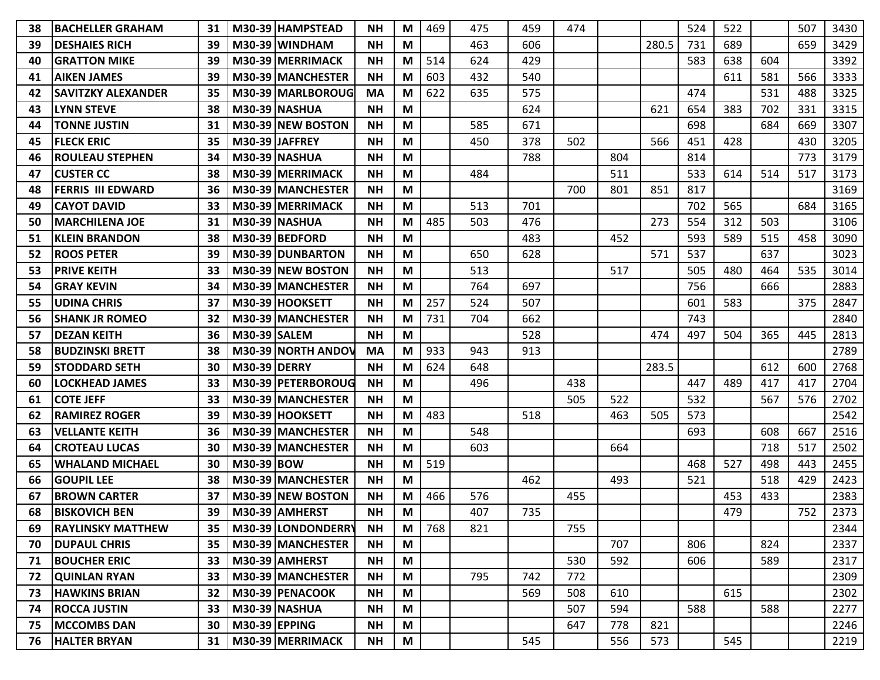| | | | | | | | | | | | | | | | | | |
|---|---|---|---|---|---|---|---|---|---|---|---|---|---|---|---|---|---|
| **38** | **BACHELLER GRAHAM** | **31** | **M30-39** | **HAMPSTEAD** | **NH** | **M** | 469 | 475 | 459 | 474 | | | 524 | 522 | | 507 | 3430 |
| **39** | **DESHAIES RICH** | **39** | **M30-39** | **WINDHAM** | **NH** | **M** | | 463 | 606 | | | 280.5 | 731 | 689 | | 659 | 3429 |
| **40** | **GRATTON MIKE** | **39** | **M30-39** | **MERRIMACK** | **NH** | **M** | 514 | 624 | 429 | | | | 583 | 638 | 604 | | 3392 |
| **41** | **AIKEN JAMES** | **39** | **M30-39** | **MANCHESTER** | **NH** | **M** | 603 | 432 | 540 | | | | | 611 | 581 | 566 | 3333 |
| **42** | **SAVITZKY ALEXANDER** | **35** | **M30-39** | **MARLBOROUG** | **MA** | **M** | 622 | 635 | 575 | | | | 474 | | 531 | 488 | 3325 |
| **43** | **LYNN STEVE** | **38** | **M30-39** | **NASHUA** | **NH** | **M** | | | 624 | | | 621 | 654 | 383 | 702 | 331 | 3315 |
| **44** | **TONNE JUSTIN** | **31** | **M30-39** | **NEW BOSTON** | **NH** | **M** | | 585 | 671 | | | | 698 | | 684 | 669 | 3307 |
| **45** | **FLECK ERIC** | **35** | **M30-39** | **JAFFREY** | **NH** | **M** | | 450 | 378 | 502 | | 566 | 451 | 428 | | 430 | 3205 |
| **46** | **ROULEAU STEPHEN** | **34** | **M30-39** | **NASHUA** | **NH** | **M** | | | 788 | | 804 | | 814 | | | 773 | 3179 |
| **47** | **CUSTER CC** | **38** | **M30-39** | **MERRIMACK** | **NH** | **M** | | 484 | | | 511 | | 533 | 614 | 514 | 517 | 3173 |
| **48** | **FERRIS III EDWARD** | **36** | **M30-39** | **MANCHESTER** | **NH** | **M** | | | | 700 | 801 | 851 | 817 | | | | 3169 |
| **49** | **CAYOT DAVID** | **33** | **M30-39** | **MERRIMACK** | **NH** | **M** | | 513 | 701 | | | | 702 | 565 | | 684 | 3165 |
| **50** | **MARCHILENA JOE** | **31** | **M30-39** | **NASHUA** | **NH** | **M** | 485 | 503 | 476 | | | 273 | 554 | 312 | 503 | | 3106 |
| **51** | **KLEIN BRANDON** | **38** | **M30-39** | **BEDFORD** | **NH** | **M** | | | 483 | | 452 | | 593 | 589 | 515 | 458 | 3090 |
| **52** | **ROOS PETER** | **39** | **M30-39** | **DUNBARTON** | **NH** | **M** | | 650 | 628 | | | 571 | 537 | | 637 | | 3023 |
| **53** | **PRIVE KEITH** | **33** | **M30-39** | **NEW BOSTON** | **NH** | **M** | | 513 | | | 517 | | 505 | 480 | 464 | 535 | 3014 |
| **54** | **GRAY KEVIN** | **34** | **M30-39** | **MANCHESTER** | **NH** | **M** | | 764 | 697 | | | | 756 | | 666 | | 2883 |
| **55** | **UDINA CHRIS** | **37** | **M30-39** | **HOOKSETT** | **NH** | **M** | 257 | 524 | 507 | | | | 601 | 583 | | 375 | 2847 |
| **56** | **SHANK JR ROMEO** | **32** | **M30-39** | **MANCHESTER** | **NH** | **M** | 731 | 704 | 662 | | | | 743 | | | | 2840 |
| **57** | **DEZAN KEITH** | **36** | **M30-39** | **SALEM** | **NH** | **M** | | | 528 | | | 474 | 497 | 504 | 365 | 445 | 2813 |
| **58** | **BUDZINSKI BRETT** | **38** | **M30-39** | **NORTH ANDOV** | **MA** | **M** | 933 | 943 | 913 | | | | | | | | 2789 |
| **59** | **STODDARD SETH** | **30** | **M30-39** | **DERRY** | **NH** | **M** | 624 | 648 | | | | 283.5 | | | 612 | 600 | 2768 |
| **60** | **LOCKHEAD JAMES** | **33** | **M30-39** | **PETERBOROUG** | **NH** | **M** | | 496 | | 438 | | | 447 | 489 | 417 | 417 | 2704 |
| **61** | **COTE JEFF** | **33** | **M30-39** | **MANCHESTER** | **NH** | **M** | | | | 505 | 522 | | 532 | | 567 | 576 | 2702 |
| **62** | **RAMIREZ ROGER** | **39** | **M30-39** | **HOOKSETT** | **NH** | **M** | 483 | | 518 | | 463 | 505 | 573 | | | | 2542 |
| **63** | **VELLANTE KEITH** | **36** | **M30-39** | **MANCHESTER** | **NH** | **M** | | 548 | | | | | 693 | | 608 | 667 | 2516 |
| **64** | **CROTEAU LUCAS** | **30** | **M30-39** | **MANCHESTER** | **NH** | **M** | | 603 | | | 664 | | | | 718 | 517 | 2502 |
| **65** | **WHALAND MICHAEL** | **30** | **M30-39** | **BOW** | **NH** | **M** | 519 | | | | | | 468 | 527 | 498 | 443 | 2455 |
| **66** | **GOUPIL LEE** | **38** | **M30-39** | **MANCHESTER** | **NH** | **M** | | | 462 | | 493 | | 521 | | 518 | 429 | 2423 |
| **67** | **BROWN CARTER** | **37** | **M30-39** | **NEW BOSTON** | **NH** | **M** | 466 | 576 | | 455 | | | | 453 | 433 | | 2383 |
| **68** | **BISKOVICH BEN** | **39** | **M30-39** | **AMHERST** | **NH** | **M** | | 407 | 735 | | | | | 479 | | 752 | 2373 |
| **69** | **RAYLINSKY MATTHEW** | **35** | **M30-39** | **LONDONDERRY** | **NH** | **M** | 768 | 821 | | 755 | | | | | | | 2344 |
| **70** | **DUPAUL CHRIS** | **35** | **M30-39** | **MANCHESTER** | **NH** | **M** | | | | | 707 | | 806 | | 824 | | 2337 |
| **71** | **BOUCHER ERIC** | **33** | **M30-39** | **AMHERST** | **NH** | **M** | | | | 530 | 592 | | 606 | | 589 | | 2317 |
| **72** | **QUINLAN RYAN** | **33** | **M30-39** | **MANCHESTER** | **NH** | **M** | | 795 | 742 | 772 | | | | | | | 2309 |
| **73** | **HAWKINS BRIAN** | **32** | **M30-39** | **PENACOOK** | **NH** | **M** | | | 569 | 508 | 610 | | | 615 | | | 2302 |
| **74** | **ROCCA JUSTIN** | **33** | **M30-39** | **NASHUA** | **NH** | **M** | | | | 507 | 594 | | 588 | | 588 | | 2277 |
| **75** | **MCCOMBS DAN** | **30** | **M30-39** | **EPPING** | **NH** | **M** | | | | 647 | 778 | 821 | | | | | 2246 |
| **76** | **HALTER BRYAN** | **31** | **M30-39** | **MERRIMACK** | **NH** | **M** | | | 545 | | 556 | 573 | | 545 | | | 2219 |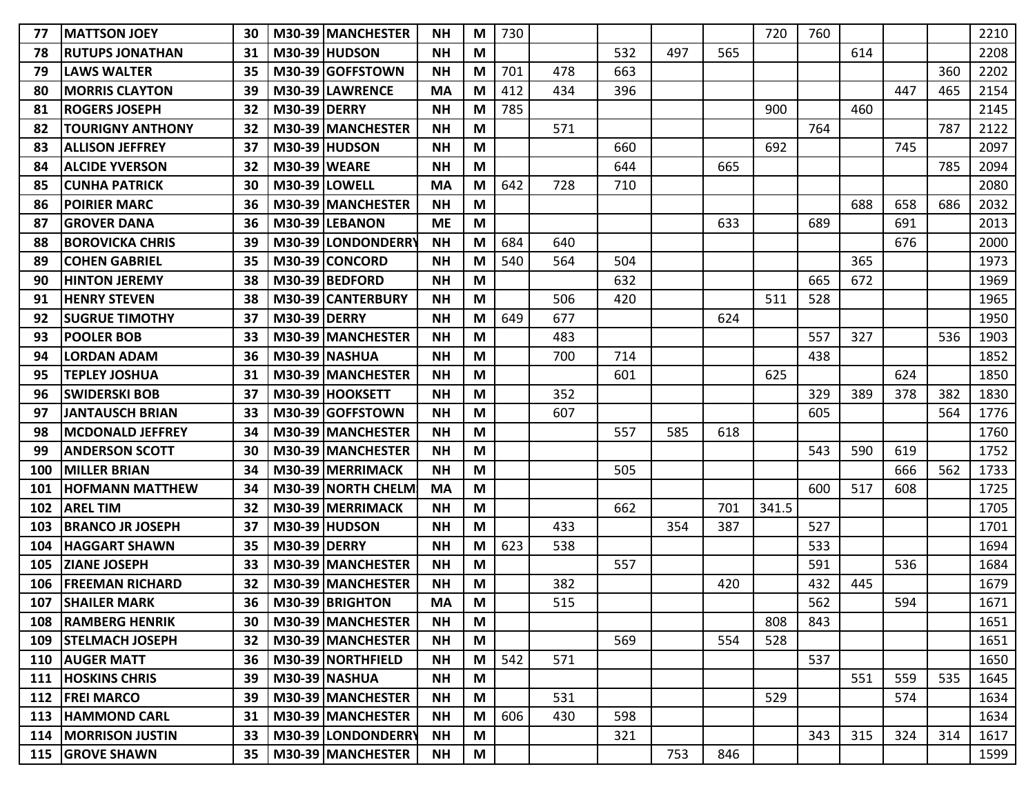| | | | | | | | | | | | | | | | | |
|---|---|---|---|---|---|---|---|---|---|---|---|---|---|---|---|---|
| **77** | **MATTSON JOEY** | **30** | **M30-39** | **MANCHESTER** | **NH** | **M** | 730 | | | | | 720 | 760 | | | | 2210 |
| **78** | **RUTUPS JONATHAN** | **31** | **M30-39** | **HUDSON** | **NH** | **M** | | | 532 | 497 | 565 | | | 614 | | | 2208 |
| **79** | **LAWS WALTER** | **35** | **M30-39** | **GOFFSTOWN** | **NH** | **M** | 701 | 478 | 663 | | | | | | | 360 | 2202 |
| **80** | **MORRIS CLAYTON** | **39** | **M30-39** | **LAWRENCE** | **MA** | **M** | 412 | 434 | 396 | | | | | | 447 | 465 | 2154 |
| **81** | **ROGERS JOSEPH** | **32** | **M30-39** | **DERRY** | **NH** | **M** | 785 | | | | | 900 | | 460 | | | 2145 |
| **82** | **TOURIGNY ANTHONY** | **32** | **M30-39** | **MANCHESTER** | **NH** | **M** | | 571 | | | | | 764 | | | 787 | 2122 |
| **83** | **ALLISON JEFFREY** | **37** | **M30-39** | **HUDSON** | **NH** | **M** | | | 660 | | | 692 | | | 745 | | 2097 |
| **84** | **ALCIDE YVERSON** | **32** | **M30-39** | **WEARE** | **NH** | **M** | | | 644 | | 665 | | | | | 785 | 2094 |
| **85** | **CUNHA PATRICK** | **30** | **M30-39** | **LOWELL** | **MA** | **M** | 642 | 728 | 710 | | | | | | | | 2080 |
| **86** | **POIRIER MARC** | **36** | **M30-39** | **MANCHESTER** | **NH** | **M** | | | | | | | | 688 | 658 | 686 | 2032 |
| **87** | **GROVER DANA** | **36** | **M30-39** | **LEBANON** | **ME** | **M** | | | | | 633 | | 689 | | 691 | | 2013 |
| **88** | **BOROVICKA CHRIS** | **39** | **M30-39** | **LONDONDERRY** | **NH** | **M** | 684 | 640 | | | | | | | 676 | | 2000 |
| **89** | **COHEN GABRIEL** | **35** | **M30-39** | **CONCORD** | **NH** | **M** | 540 | 564 | 504 | | | | | 365 | | | 1973 |
| **90** | **HINTON JEREMY** | **38** | **M30-39** | **BEDFORD** | **NH** | **M** | | | 632 | | | | 665 | 672 | | | 1969 |
| **91** | **HENRY STEVEN** | **38** | **M30-39** | **CANTERBURY** | **NH** | **M** | | 506 | 420 | | | 511 | 528 | | | | 1965 |
| **92** | **SUGRUE TIMOTHY** | **37** | **M30-39** | **DERRY** | **NH** | **M** | 649 | 677 | | | 624 | | | | | | 1950 |
| **93** | **POOLER BOB** | **33** | **M30-39** | **MANCHESTER** | **NH** | **M** | | 483 | | | | | 557 | 327 | | 536 | 1903 |
| **94** | **LORDAN ADAM** | **36** | **M30-39** | **NASHUA** | **NH** | **M** | | 700 | 714 | | | | 438 | | | | 1852 |
| **95** | **TEPLEY JOSHUA** | **31** | **M30-39** | **MANCHESTER** | **NH** | **M** | | | 601 | | | 625 | | | 624 | | 1850 |
| **96** | **SWIDERSKI BOB** | **37** | **M30-39** | **HOOKSETT** | **NH** | **M** | | 352 | | | | | 329 | 389 | 378 | 382 | 1830 |
| **97** | **JANTAUSCH BRIAN** | **33** | **M30-39** | **GOFFSTOWN** | **NH** | **M** | | 607 | | | | | 605 | | | 564 | 1776 |
| **98** | **MCDONALD JEFFREY** | **34** | **M30-39** | **MANCHESTER** | **NH** | **M** | | | 557 | 585 | 618 | | | | | | 1760 |
| **99** | **ANDERSON SCOTT** | **30** | **M30-39** | **MANCHESTER** | **NH** | **M** | | | | | | | 543 | 590 | 619 | | 1752 |
| **100** | **MILLER BRIAN** | **34** | **M30-39** | **MERRIMACK** | **NH** | **M** | | | 505 | | | | | | 666 | 562 | 1733 |
| **101** | **HOFMANN MATTHEW** | **34** | **M30-39** | **NORTH CHELM** | **MA** | **M** | | | | | | | 600 | 517 | 608 | | 1725 |
| **102** | **AREL TIM** | **32** | **M30-39** | **MERRIMACK** | **NH** | **M** | | | 662 | | 701 | 341.5 | | | | | 1705 |
| **103** | **BRANCO JR JOSEPH** | **37** | **M30-39** | **HUDSON** | **NH** | **M** | | 433 | | 354 | 387 | | 527 | | | | 1701 |
| **104** | **HAGGART SHAWN** | **35** | **M30-39** | **DERRY** | **NH** | **M** | 623 | 538 | | | | | 533 | | | | 1694 |
| **105** | **ZIANE JOSEPH** | **33** | **M30-39** | **MANCHESTER** | **NH** | **M** | | | 557 | | | | 591 | | 536 | | 1684 |
| **106** | **FREEMAN RICHARD** | **32** | **M30-39** | **MANCHESTER** | **NH** | **M** | | 382 | | | 420 | | 432 | 445 | | | 1679 |
| **107** | **SHAILER MARK** | **36** | **M30-39** | **BRIGHTON** | **MA** | **M** | | 515 | | | | | 562 | | 594 | | 1671 |
| **108** | **RAMBERG HENRIK** | **30** | **M30-39** | **MANCHESTER** | **NH** | **M** | | | | | | 808 | 843 | | | | 1651 |
| **109** | **STELMACH JOSEPH** | **32** | **M30-39** | **MANCHESTER** | **NH** | **M** | | | 569 | | 554 | 528 | | | | | 1651 |
| **110** | **AUGER MATT** | **36** | **M30-39** | **NORTHFIELD** | **NH** | **M** | 542 | 571 | | | | | 537 | | | | 1650 |
| **111** | **HOSKINS CHRIS** | **39** | **M30-39** | **NASHUA** | **NH** | **M** | | | | | | | | 551 | 559 | 535 | 1645 |
| **112** | **FREI MARCO** | **39** | **M30-39** | **MANCHESTER** | **NH** | **M** | | 531 | | | | 529 | | | 574 | | 1634 |
| **113** | **HAMMOND CARL** | **31** | **M30-39** | **MANCHESTER** | **NH** | **M** | 606 | 430 | 598 | | | | | | | | 1634 |
| **114** | **MORRISON JUSTIN** | **33** | **M30-39** | **LONDONDERRY** | **NH** | **M** | | | 321 | | | | 343 | 315 | 324 | 314 | 1617 |
| **115** | **GROVE SHAWN** | **35** | **M30-39** | **MANCHESTER** | **NH** | **M** | | | | 753 | 846 | | | | | | 1599 |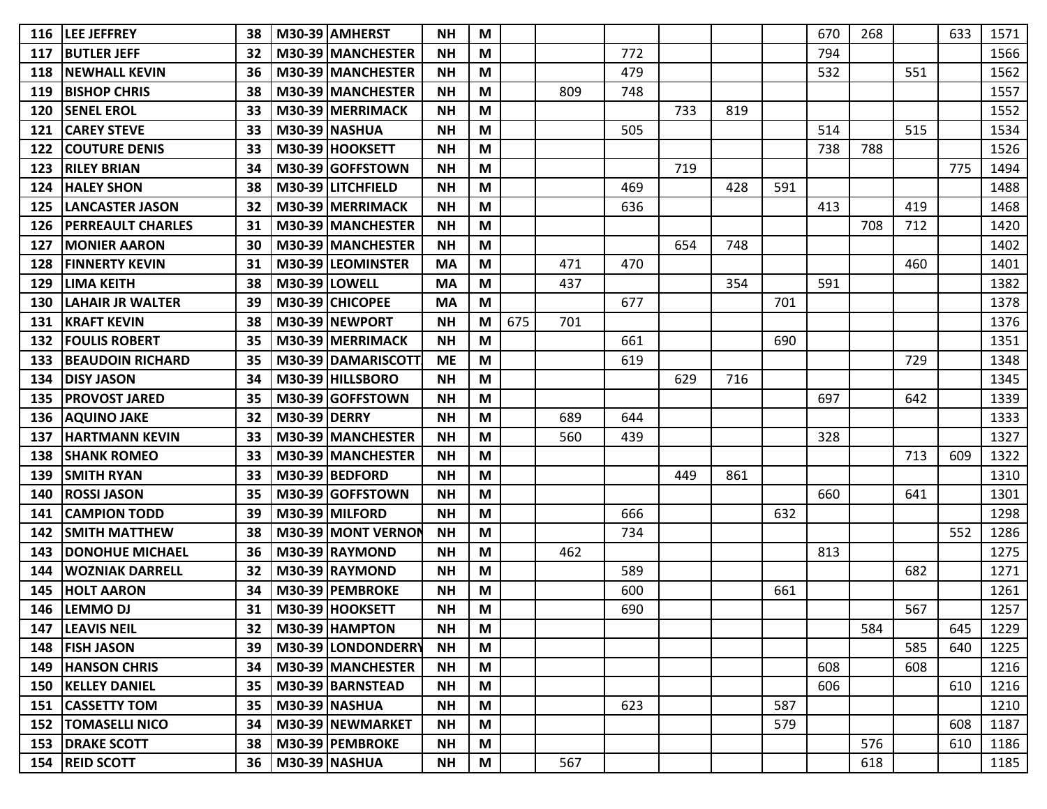| | | | | | | | | | | | | | | | | | |
|---|---|---|---|---|---|---|---|---|---|---|---|---|---|---|---|---|---|
| **116** | **LEE JEFFREY** | **38** | **M30-39** | **AMHERST** | **NH** | **M** | | | | | | | 670 | 268 | | 633 | 1571 |
| **117** | **BUTLER JEFF** | **32** | **M30-39** | **MANCHESTER** | **NH** | **M** | | | 772 | | | | 794 | | | | 1566 |
| **118** | **NEWHALL KEVIN** | **36** | **M30-39** | **MANCHESTER** | **NH** | **M** | | | 479 | | | | 532 | | 551 | | 1562 |
| **119** | **BISHOP CHRIS** | **38** | **M30-39** | **MANCHESTER** | **NH** | **M** | | 809 | 748 | | | | | | | | 1557 |
| **120** | **SENEL EROL** | **33** | **M30-39** | **MERRIMACK** | **NH** | **M** | | | | 733 | 819 | | | | | | 1552 |
| **121** | **CAREY STEVE** | **33** | **M30-39** | **NASHUA** | **NH** | **M** | | | 505 | | | | 514 | | 515 | | 1534 |
| **122** | **COUTURE DENIS** | **33** | **M30-39** | **HOOKSETT** | **NH** | **M** | | | | | | | 738 | 788 | | | 1526 |
| **123** | **RILEY BRIAN** | **34** | **M30-39** | **GOFFSTOWN** | **NH** | **M** | | | | 719 | | | | | | 775 | 1494 |
| **124** | **HALEY SHON** | **38** | **M30-39** | **LITCHFIELD** | **NH** | **M** | | | 469 | | 428 | 591 | | | | | 1488 |
| **125** | **LANCASTER JASON** | **32** | **M30-39** | **MERRIMACK** | **NH** | **M** | | | 636 | | | | 413 | | 419 | | 1468 |
| **126** | **PERREAULT CHARLES** | **31** | **M30-39** | **MANCHESTER** | **NH** | **M** | | | | | | | | 708 | 712 | | 1420 |
| **127** | **MONIER AARON** | **30** | **M30-39** | **MANCHESTER** | **NH** | **M** | | | | 654 | 748 | | | | | | 1402 |
| **128** | **FINNERTY KEVIN** | **31** | **M30-39** | **LEOMINSTER** | **MA** | **M** | | 471 | 470 | | | | | | 460 | | 1401 |
| **129** | **LIMA KEITH** | **38** | **M30-39** | **LOWELL** | **MA** | **M** | | 437 | | | 354 | | 591 | | | | 1382 |
| **130** | **LAHAIR JR WALTER** | **39** | **M30-39** | **CHICOPEE** | **MA** | **M** | | | 677 | | | 701 | | | | | 1378 |
| **131** | **KRAFT KEVIN** | **38** | **M30-39** | **NEWPORT** | **NH** | **M** | 675 | 701 | | | | | | | | | 1376 |
| **132** | **FOULIS ROBERT** | **35** | **M30-39** | **MERRIMACK** | **NH** | **M** | | | 661 | | | 690 | | | | | 1351 |
| **133** | **BEAUDOIN RICHARD** | **35** | **M30-39** | **DAMARISCOTT** | **ME** | **M** | | | 619 | | | | | | 729 | | 1348 |
| **134** | **DISY JASON** | **34** | **M30-39** | **HILLSBORO** | **NH** | **M** | | | | 629 | 716 | | | | | | 1345 |
| **135** | **PROVOST JARED** | **35** | **M30-39** | **GOFFSTOWN** | **NH** | **M** | | | | | | | 697 | | 642 | | 1339 |
| **136** | **AQUINO JAKE** | **32** | **M30-39** | **DERRY** | **NH** | **M** | | 689 | 644 | | | | | | | | 1333 |
| **137** | **HARTMANN KEVIN** | **33** | **M30-39** | **MANCHESTER** | **NH** | **M** | | 560 | 439 | | | | 328 | | | | 1327 |
| **138** | **SHANK ROMEO** | **33** | **M30-39** | **MANCHESTER** | **NH** | **M** | | | | | | | | | 713 | 609 | 1322 |
| **139** | **SMITH RYAN** | **33** | **M30-39** | **BEDFORD** | **NH** | **M** | | | | 449 | 861 | | | | | | 1310 |
| **140** | **ROSSI JASON** | **35** | **M30-39** | **GOFFSTOWN** | **NH** | **M** | | | | | | | 660 | | 641 | | 1301 |
| **141** | **CAMPION TODD** | **39** | **M30-39** | **MILFORD** | **NH** | **M** | | | 666 | | | 632 | | | | | 1298 |
| **142** | **SMITH MATTHEW** | **38** | **M30-39** | **MONT VERNON** | **NH** | **M** | | | 734 | | | | | | | 552 | 1286 |
| **143** | **DONOHUE MICHAEL** | **36** | **M30-39** | **RAYMOND** | **NH** | **M** | | 462 | | | | | 813 | | | | 1275 |
| **144** | **WOZNIAK DARRELL** | **32** | **M30-39** | **RAYMOND** | **NH** | **M** | | | 589 | | | | | | 682 | | 1271 |
| **145** | **HOLT AARON** | **34** | **M30-39** | **PEMBROKE** | **NH** | **M** | | | 600 | | | 661 | | | | | 1261 |
| **146** | **LEMMO DJ** | **31** | **M30-39** | **HOOKSETT** | **NH** | **M** | | | 690 | | | | | | 567 | | 1257 |
| **147** | **LEAVIS NEIL** | **32** | **M30-39** | **HAMPTON** | **NH** | **M** | | | | | | | | 584 | | 645 | 1229 |
| **148** | **FISH JASON** | **39** | **M30-39** | **LONDONDERRY** | **NH** | **M** | | | | | | | | | 585 | 640 | 1225 |
| **149** | **HANSON CHRIS** | **34** | **M30-39** | **MANCHESTER** | **NH** | **M** | | | | | | | 608 | | 608 | | 1216 |
| **150** | **KELLEY DANIEL** | **35** | **M30-39** | **BARNSTEAD** | **NH** | **M** | | | | | | | 606 | | | 610 | 1216 |
| **151** | **CASSETTY TOM** | **35** | **M30-39** | **NASHUA** | **NH** | **M** | | | 623 | | | 587 | | | | | 1210 |
| **152** | **TOMASELLI NICO** | **34** | **M30-39** | **NEWMARKET** | **NH** | **M** | | | | | | 579 | | | | 608 | 1187 |
| **153** | **DRAKE SCOTT** | **38** | **M30-39** | **PEMBROKE** | **NH** | **M** | | | | | | | | 576 | | 610 | 1186 |
| **154** | **REID SCOTT** | **36** | **M30-39** | **NASHUA** | **NH** | **M** | | 567 | | | | | | 618 | | | 1185 |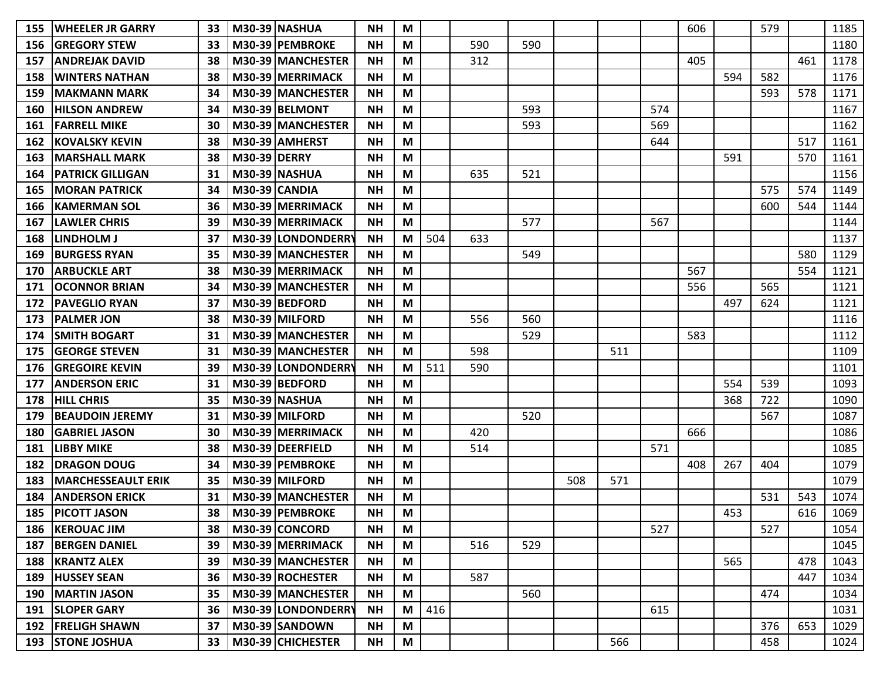| | | | | | | | | | | | | | | | | | | |
|---|---|---|---|---|---|---|---|---|---|---|---|---|---|---|---|---|---|---|
| 155 | WHEELER JR GARRY | 33 | M30-39 | NASHUA | NH | M | | | | | | | 606 | | 579 | | 1185 |
| 156 | GREGORY STEW | 33 | M30-39 | PEMBROKE | NH | M | | 590 | 590 | | | | | | | | 1180 |
| 157 | ANDREJAK DAVID | 38 | M30-39 | MANCHESTER | NH | M | | 312 | | | | | 405 | | | 461 | 1178 |
| 158 | WINTERS NATHAN | 38 | M30-39 | MERRIMACK | NH | M | | | | | | | | 594 | 582 | | 1176 |
| 159 | MAKMANN MARK | 34 | M30-39 | MANCHESTER | NH | M | | | | | | | | | 593 | 578 | 1171 |
| 160 | HILSON ANDREW | 34 | M30-39 | BELMONT | NH | M | | | 593 | | | 574 | | | | | 1167 |
| 161 | FARRELL MIKE | 30 | M30-39 | MANCHESTER | NH | M | | | 593 | | | 569 | | | | | 1162 |
| 162 | KOVALSKY KEVIN | 38 | M30-39 | AMHERST | NH | M | | | | | | 644 | | | | 517 | 1161 |
| 163 | MARSHALL MARK | 38 | M30-39 | DERRY | NH | M | | | | | | | | 591 | | 570 | 1161 |
| 164 | PATRICK GILLIGAN | 31 | M30-39 | NASHUA | NH | M | | 635 | 521 | | | | | | | | 1156 |
| 165 | MORAN PATRICK | 34 | M30-39 | CANDIA | NH | M | | | | | | | | | 575 | 574 | 1149 |
| 166 | KAMERMAN SOL | 36 | M30-39 | MERRIMACK | NH | M | | | | | | | | | 600 | 544 | 1144 |
| 167 | LAWLER CHRIS | 39 | M30-39 | MERRIMACK | NH | M | | | 577 | | | 567 | | | | | 1144 |
| 168 | LINDHOLM J | 37 | M30-39 | LONDONDERRY | NH | M | 504 | 633 | | | | | | | | | 1137 |
| 169 | BURGESS RYAN | 35 | M30-39 | MANCHESTER | NH | M | | | 549 | | | | | | | 580 | 1129 |
| 170 | ARBUCKLE ART | 38 | M30-39 | MERRIMACK | NH | M | | | | | | | 567 | | | 554 | 1121 |
| 171 | OCONNOR BRIAN | 34 | M30-39 | MANCHESTER | NH | M | | | | | | | 556 | | 565 | | 1121 |
| 172 | PAVEGLIO RYAN | 37 | M30-39 | BEDFORD | NH | M | | | | | | | | 497 | 624 | | 1121 |
| 173 | PALMER JON | 38 | M30-39 | MILFORD | NH | M | | 556 | 560 | | | | | | | | 1116 |
| 174 | SMITH BOGART | 31 | M30-39 | MANCHESTER | NH | M | | | 529 | | | | 583 | | | | 1112 |
| 175 | GEORGE STEVEN | 31 | M30-39 | MANCHESTER | NH | M | | 598 | | | 511 | | | | | | 1109 |
| 176 | GREGOIRE KEVIN | 39 | M30-39 | LONDONDERRY | NH | M | 511 | 590 | | | | | | | | | 1101 |
| 177 | ANDERSON ERIC | 31 | M30-39 | BEDFORD | NH | M | | | | | | | | 554 | 539 | | 1093 |
| 178 | HILL CHRIS | 35 | M30-39 | NASHUA | NH | M | | | | | | | | 368 | 722 | | 1090 |
| 179 | BEAUDOIN JEREMY | 31 | M30-39 | MILFORD | NH | M | | | 520 | | | | | | 567 | | 1087 |
| 180 | GABRIEL JASON | 30 | M30-39 | MERRIMACK | NH | M | | 420 | | | | | 666 | | | | 1086 |
| 181 | LIBBY MIKE | 38 | M30-39 | DEERFIELD | NH | M | | 514 | | | | 571 | | | | | 1085 |
| 182 | DRAGON DOUG | 34 | M30-39 | PEMBROKE | NH | M | | | | | | | 408 | 267 | 404 | | 1079 |
| 183 | MARCHESSEAULT ERIK | 35 | M30-39 | MILFORD | NH | M | | | | 508 | 571 | | | | | | 1079 |
| 184 | ANDERSON ERICK | 31 | M30-39 | MANCHESTER | NH | M | | | | | | | | | 531 | 543 | 1074 |
| 185 | PICOTT JASON | 38 | M30-39 | PEMBROKE | NH | M | | | | | | | | 453 | | 616 | 1069 |
| 186 | KEROUAC JIM | 38 | M30-39 | CONCORD | NH | M | | | | | | 527 | | | 527 | | 1054 |
| 187 | BERGEN DANIEL | 39 | M30-39 | MERRIMACK | NH | M | | 516 | 529 | | | | | | | | 1045 |
| 188 | KRANTZ ALEX | 39 | M30-39 | MANCHESTER | NH | M | | | | | | | | 565 | | 478 | 1043 |
| 189 | HUSSEY SEAN | 36 | M30-39 | ROCHESTER | NH | M | | 587 | | | | | | | | 447 | 1034 |
| 190 | MARTIN JASON | 35 | M30-39 | MANCHESTER | NH | M | | | 560 | | | | | | 474 | | 1034 |
| 191 | SLOPER GARY | 36 | M30-39 | LONDONDERRY | NH | M | 416 | | | | | 615 | | | | | 1031 |
| 192 | FRELIGH SHAWN | 37 | M30-39 | SANDOWN | NH | M | | | | | | | | | 376 | 653 | 1029 |
| 193 | STONE JOSHUA | 33 | M30-39 | CHICHESTER | NH | M | | | | | 566 | | | | 458 | | 1024 |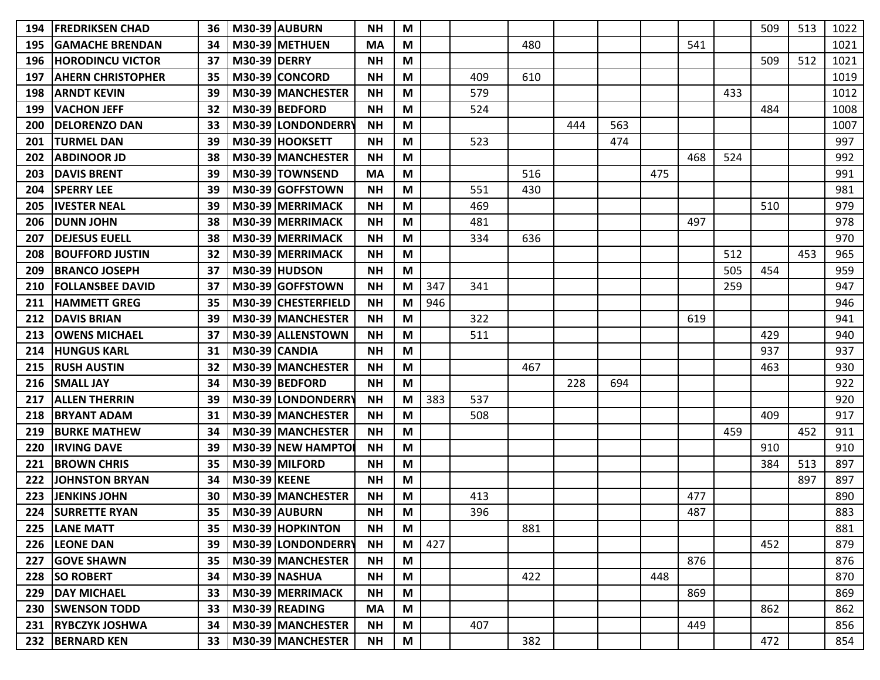| | | | | | | | | | | | | | | | | | |
|---|---|---|---|---|---|---|---|---|---|---|---|---|---|---|---|---|---|
| 194 | FREDRIKSEN CHAD | 36 | M30-39 | AUBURN | NH | M | | | | | | | | | 509 | 513 | 1022 |
| 195 | GAMACHE BRENDAN | 34 | M30-39 | METHUEN | MA | M | | | 480 | | | | 541 | | | | 1021 |
| 196 | HORODINCU VICTOR | 37 | M30-39 | DERRY | NH | M | | | | | | | | | 509 | 512 | 1021 |
| 197 | AHERN CHRISTOPHER | 35 | M30-39 | CONCORD | NH | M | | 409 | 610 | | | | | | | | 1019 |
| 198 | ARNDT KEVIN | 39 | M30-39 | MANCHESTER | NH | M | | 579 | | | | | | 433 | | | 1012 |
| 199 | VACHON JEFF | 32 | M30-39 | BEDFORD | NH | M | | 524 | | | | | | | 484 | | 1008 |
| 200 | DELORENZO DAN | 33 | M30-39 | LONDONDERRY | NH | M | | | | 444 | 563 | | | | | | 1007 |
| 201 | TURMEL DAN | 39 | M30-39 | HOOKSETT | NH | M | | 523 | | | 474 | | | | | | 997 |
| 202 | ABDINOOR JD | 38 | M30-39 | MANCHESTER | NH | M | | | | | | | 468 | 524 | | | 992 |
| 203 | DAVIS BRENT | 39 | M30-39 | TOWNSEND | MA | M | | | 516 | | | 475 | | | | | 991 |
| 204 | SPERRY LEE | 39 | M30-39 | GOFFSTOWN | NH | M | | 551 | 430 | | | | | | | | 981 |
| 205 | IVESTER NEAL | 39 | M30-39 | MERRIMACK | NH | M | | 469 | | | | | | | 510 | | 979 |
| 206 | DUNN JOHN | 38 | M30-39 | MERRIMACK | NH | M | | 481 | | | | | 497 | | | | 978 |
| 207 | DEJESUS EUELL | 38 | M30-39 | MERRIMACK | NH | M | | 334 | 636 | | | | | | | | 970 |
| 208 | BOUFFORD JUSTIN | 32 | M30-39 | MERRIMACK | NH | M | | | | | | | | 512 | | 453 | 965 |
| 209 | BRANCO JOSEPH | 37 | M30-39 | HUDSON | NH | M | | | | | | | | 505 | 454 | | 959 |
| 210 | FOLLANSBEE DAVID | 37 | M30-39 | GOFFSTOWN | NH | M | 347 | 341 | | | | | | 259 | | | 947 |
| 211 | HAMMETT GREG | 35 | M30-39 | CHESTERFIELD | NH | M | 946 | | | | | | | | | | 946 |
| 212 | DAVIS BRIAN | 39 | M30-39 | MANCHESTER | NH | M | | 322 | | | | | 619 | | | | 941 |
| 213 | OWENS MICHAEL | 37 | M30-39 | ALLENSTOWN | NH | M | | 511 | | | | | | | 429 | | 940 |
| 214 | HUNGUS KARL | 31 | M30-39 | CANDIA | NH | M | | | | | | | | | 937 | | 937 |
| 215 | RUSH AUSTIN | 32 | M30-39 | MANCHESTER | NH | M | | | 467 | | | | | | 463 | | 930 |
| 216 | SMALL JAY | 34 | M30-39 | BEDFORD | NH | M | | | | 228 | 694 | | | | | | 922 |
| 217 | ALLEN THERRIN | 39 | M30-39 | LONDONDERRY | NH | M | 383 | 537 | | | | | | | | | 920 |
| 218 | BRYANT ADAM | 31 | M30-39 | MANCHESTER | NH | M | | 508 | | | | | | | 409 | | 917 |
| 219 | BURKE MATHEW | 34 | M30-39 | MANCHESTER | NH | M | | | | | | | | 459 | | 452 | 911 |
| 220 | IRVING DAVE | 39 | M30-39 | NEW HAMPTON | NH | M | | | | | | | | | 910 | | 910 |
| 221 | BROWN CHRIS | 35 | M30-39 | MILFORD | NH | M | | | | | | | | | 384 | 513 | 897 |
| 222 | JOHNSTON BRYAN | 34 | M30-39 | KEENE | NH | M | | | | | | | | | | 897 | 897 |
| 223 | JENKINS JOHN | 30 | M30-39 | MANCHESTER | NH | M | | 413 | | | | | 477 | | | | 890 |
| 224 | SURRETTE RYAN | 35 | M30-39 | AUBURN | NH | M | | 396 | | | | | 487 | | | | 883 |
| 225 | LANE MATT | 35 | M30-39 | HOPKINTON | NH | M | | | 881 | | | | | | | | 881 |
| 226 | LEONE DAN | 39 | M30-39 | LONDONDERRY | NH | M | 427 | | | | | | | | 452 | | 879 |
| 227 | GOVE SHAWN | 35 | M30-39 | MANCHESTER | NH | M | | | | | | | 876 | | | | 876 |
| 228 | SO ROBERT | 34 | M30-39 | NASHUA | NH | M | | | 422 | | | 448 | | | | | 870 |
| 229 | DAY MICHAEL | 33 | M30-39 | MERRIMACK | NH | M | | | | | | | 869 | | | | 869 |
| 230 | SWENSON TODD | 33 | M30-39 | READING | MA | M | | | | | | | | | 862 | | 862 |
| 231 | RYBCZYK JOSHWA | 34 | M30-39 | MANCHESTER | NH | M | | 407 | | | | | 449 | | | | 856 |
| 232 | BERNARD KEN | 33 | M30-39 | MANCHESTER | NH | M | | | 382 | | | | | | 472 | | 854 |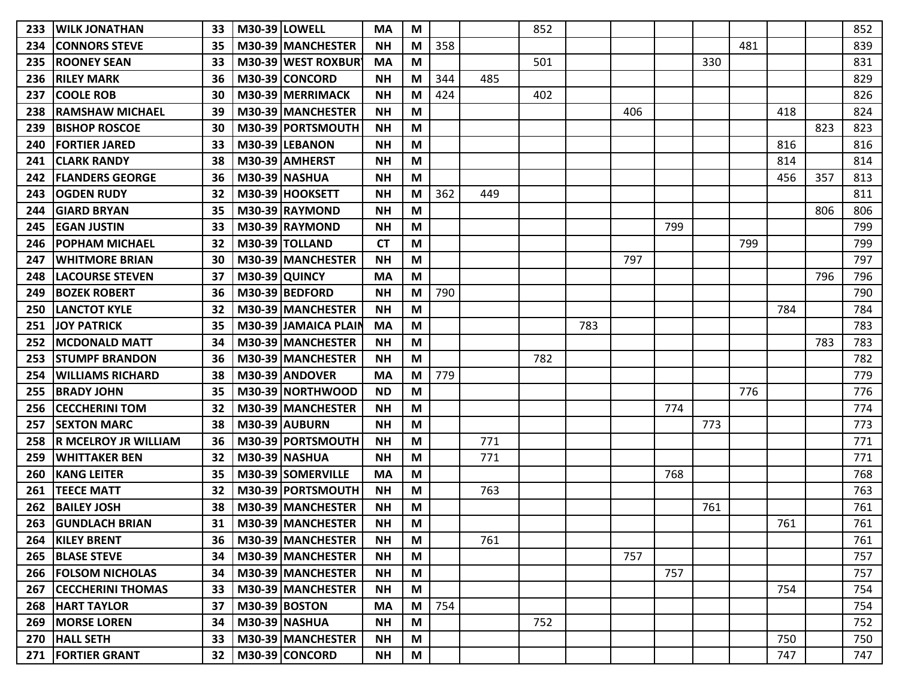| | | | | | | | | | | | | | | | | | |
|---|---|---|---|---|---|---|---|---|---|---|---|---|---|---|---|---|---|
| 233 | WILK JONATHAN | 33 | M30-39 | LOWELL | MA | M | | | 852 | | | | | | | | 852 |
| 234 | CONNORS STEVE | 35 | M30-39 | MANCHESTER | NH | M | 358 | | | | | | | 481 | | | 839 |
| 235 | ROONEY SEAN | 33 | M30-39 | WEST ROXBURY | MA | M | | | 501 | | | | 330 | | | | 831 |
| 236 | RILEY MARK | 36 | M30-39 | CONCORD | NH | M | 344 | 485 | | | | | | | | | 829 |
| 237 | COOLE ROB | 30 | M30-39 | MERRIMACK | NH | M | 424 | | 402 | | | | | | | | 826 |
| 238 | RAMSHAW MICHAEL | 39 | M30-39 | MANCHESTER | NH | M | | | | | 406 | | | | 418 | | 824 |
| 239 | BISHOP ROSCOE | 30 | M30-39 | PORTSMOUTH | NH | M | | | | | | | | | | 823 | 823 |
| 240 | FORTIER JARED | 33 | M30-39 | LEBANON | NH | M | | | | | | | | | 816 | | 816 |
| 241 | CLARK RANDY | 38 | M30-39 | AMHERST | NH | M | | | | | | | | | 814 | | 814 |
| 242 | FLANDERS GEORGE | 36 | M30-39 | NASHUA | NH | M | | | | | | | | | 456 | 357 | 813 |
| 243 | OGDEN RUDY | 32 | M30-39 | HOOKSETT | NH | M | 362 | 449 | | | | | | | | | 811 |
| 244 | GIARD BRYAN | 35 | M30-39 | RAYMOND | NH | M | | | | | | | | | | 806 | 806 |
| 245 | EGAN JUSTIN | 33 | M30-39 | RAYMOND | NH | M | | | | | | 799 | | | | | 799 |
| 246 | POPHAM MICHAEL | 32 | M30-39 | TOLLAND | CT | M | | | | | | | | 799 | | | 799 |
| 247 | WHITMORE BRIAN | 30 | M30-39 | MANCHESTER | NH | M | | | | | 797 | | | | | | 797 |
| 248 | LACOURSE STEVEN | 37 | M30-39 | QUINCY | MA | M | | | | | | | | | | 796 | 796 |
| 249 | BOZEK ROBERT | 36 | M30-39 | BEDFORD | NH | M | 790 | | | | | | | | | | 790 |
| 250 | LANCTOT KYLE | 32 | M30-39 | MANCHESTER | NH | M | | | | | | | | | 784 | | 784 |
| 251 | JOY PATRICK | 35 | M30-39 | JAMAICA PLAIN | MA | M | | | | 783 | | | | | | | 783 |
| 252 | MCDONALD MATT | 34 | M30-39 | MANCHESTER | NH | M | | | | | | | | | | 783 | 783 |
| 253 | STUMPF BRANDON | 36 | M30-39 | MANCHESTER | NH | M | | | 782 | | | | | | | | 782 |
| 254 | WILLIAMS RICHARD | 38 | M30-39 | ANDOVER | MA | M | 779 | | | | | | | | | | 779 |
| 255 | BRADY JOHN | 35 | M30-39 | NORTHWOOD | ND | M | | | | | | | | 776 | | | 776 |
| 256 | CECCHERINI TOM | 32 | M30-39 | MANCHESTER | NH | M | | | | | | 774 | | | | | 774 |
| 257 | SEXTON MARC | 38 | M30-39 | AUBURN | NH | M | | | | | | | 773 | | | | 773 |
| 258 | R MCELROY JR WILLIAM | 36 | M30-39 | PORTSMOUTH | NH | M | | 771 | | | | | | | | | 771 |
| 259 | WHITTAKER BEN | 32 | M30-39 | NASHUA | NH | M | | 771 | | | | | | | | | 771 |
| 260 | KANG LEITER | 35 | M30-39 | SOMERVILLE | MA | M | | | | | | 768 | | | | | 768 |
| 261 | TEECE MATT | 32 | M30-39 | PORTSMOUTH | NH | M | | 763 | | | | | | | | | 763 |
| 262 | BAILEY JOSH | 38 | M30-39 | MANCHESTER | NH | M | | | | | | | 761 | | | | 761 |
| 263 | GUNDLACH BRIAN | 31 | M30-39 | MANCHESTER | NH | M | | | | | | | | | 761 | | 761 |
| 264 | KILEY BRENT | 36 | M30-39 | MANCHESTER | NH | M | | 761 | | | | | | | | | 761 |
| 265 | BLASE STEVE | 34 | M30-39 | MANCHESTER | NH | M | | | | | 757 | | | | | | 757 |
| 266 | FOLSOM NICHOLAS | 34 | M30-39 | MANCHESTER | NH | M | | | | | | 757 | | | | | 757 |
| 267 | CECCHERINI THOMAS | 33 | M30-39 | MANCHESTER | NH | M | | | | | | | | | 754 | | 754 |
| 268 | HART TAYLOR | 37 | M30-39 | BOSTON | MA | M | 754 | | | | | | | | | | 754 |
| 269 | MORSE LOREN | 34 | M30-39 | NASHUA | NH | M | | | 752 | | | | | | | | 752 |
| 270 | HALL SETH | 33 | M30-39 | MANCHESTER | NH | M | | | | | | | | | 750 | | 750 |
| 271 | FORTIER GRANT | 32 | M30-39 | CONCORD | NH | M | | | | | | | | | 747 | | 747 |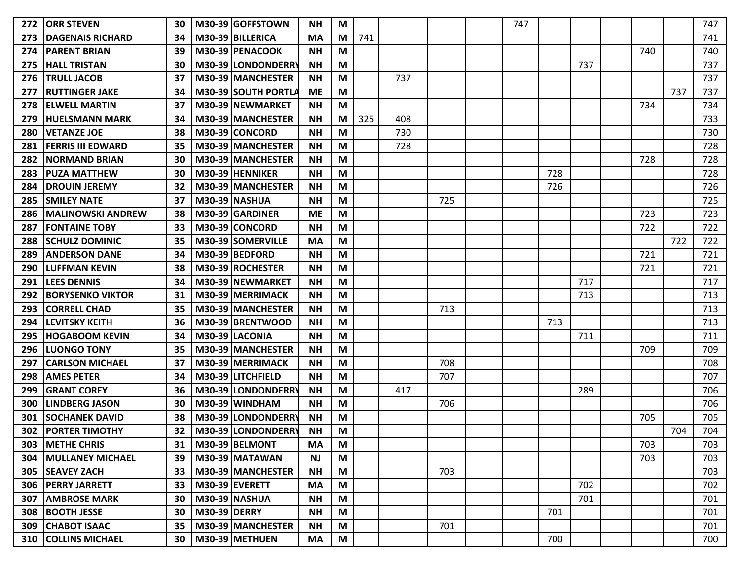| | | | | | | | | | | | | | | | | | |
|---|---|---|---|---|---|---|---|---|---|---|---|---|---|---|---|---|---|
| 272 | ORR STEVEN | 30 | M30-39 | GOFFSTOWN | NH | M | | | | | 747 | | | | | | 747 |
| 273 | DAGENAIS RICHARD | 34 | M30-39 | BILLERICA | MA | M | 741 | | | | | | | | | | 741 |
| 274 | PARENT BRIAN | 39 | M30-39 | PENACOOK | NH | M | | | | | | | | | 740 | | 740 |
| 275 | HALL TRISTAN | 30 | M30-39 | LONDONDERRY | NH | M | | | | | | | 737 | | | | 737 |
| 276 | TRULL JACOB | 37 | M30-39 | MANCHESTER | NH | M | | 737 | | | | | | | | | 737 |
| 277 | RUTTINGER JAKE | 34 | M30-39 | SOUTH PORTLA | ME | M | | | | | | | | | | 737 | 737 |
| 278 | ELWELL MARTIN | 37 | M30-39 | NEWMARKET | NH | M | | | | | | | | | 734 | | 734 |
| 279 | HUELSMANN MARK | 34 | M30-39 | MANCHESTER | NH | M | 325 | 408 | | | | | | | | | 733 |
| 280 | VETANZE JOE | 38 | M30-39 | CONCORD | NH | M | | 730 | | | | | | | | | 730 |
| 281 | FERRIS III EDWARD | 35 | M30-39 | MANCHESTER | NH | M | | 728 | | | | | | | | | 728 |
| 282 | NORMAND BRIAN | 30 | M30-39 | MANCHESTER | NH | M | | | | | | | | | 728 | | 728 |
| 283 | PUZA MATTHEW | 30 | M30-39 | HENNIKER | NH | M | | | | | | 728 | | | | | 728 |
| 284 | DROUIN JEREMY | 32 | M30-39 | MANCHESTER | NH | M | | | | | | 726 | | | | | 726 |
| 285 | SMILEY NATE | 37 | M30-39 | NASHUA | NH | M | | | 725 | | | | | | | | 725 |
| 286 | MALINOWSKI ANDREW | 38 | M30-39 | GARDINER | ME | M | | | | | | | | | 723 | | 723 |
| 287 | FONTAINE TOBY | 33 | M30-39 | CONCORD | NH | M | | | | | | | | | 722 | | 722 |
| 288 | SCHULZ DOMINIC | 35 | M30-39 | SOMERVILLE | MA | M | | | | | | | | | | 722 | 722 |
| 289 | ANDERSON DANE | 34 | M30-39 | BEDFORD | NH | M | | | | | | | | | 721 | | 721 |
| 290 | LUFFMAN KEVIN | 38 | M30-39 | ROCHESTER | NH | M | | | | | | | | | 721 | | 721 |
| 291 | LEES DENNIS | 34 | M30-39 | NEWMARKET | NH | M | | | | | | | 717 | | | | 717 |
| 292 | BORYSENKO VIKTOR | 31 | M30-39 | MERRIMACK | NH | M | | | | | | | 713 | | | | 713 |
| 293 | CORRELL CHAD | 35 | M30-39 | MANCHESTER | NH | M | | | 713 | | | | | | | | 713 |
| 294 | LEVITSKY KEITH | 36 | M30-39 | BRENTWOOD | NH | M | | | | | | 713 | | | | | 713 |
| 295 | HOGABOOM KEVIN | 34 | M30-39 | LACONIA | NH | M | | | | | | | 711 | | | | 711 |
| 296 | LUONGO TONY | 35 | M30-39 | MANCHESTER | NH | M | | | | | | | | | 709 | | 709 |
| 297 | CARLSON MICHAEL | 37 | M30-39 | MERRIMACK | NH | M | | | 708 | | | | | | | | 708 |
| 298 | AMES PETER | 34 | M30-39 | LITCHFIELD | NH | M | | | 707 | | | | | | | | 707 |
| 299 | GRANT COREY | 36 | M30-39 | LONDONDERRY | NH | M | | 417 | | | | | 289 | | | | 706 |
| 300 | LINDBERG JASON | 30 | M30-39 | WINDHAM | NH | M | | | 706 | | | | | | | | 706 |
| 301 | SOCHANEK DAVID | 38 | M30-39 | LONDONDERRY | NH | M | | | | | | | | | 705 | | 705 |
| 302 | PORTER TIMOTHY | 32 | M30-39 | LONDONDERRY | NH | M | | | | | | | | | | 704 | 704 |
| 303 | METHE CHRIS | 31 | M30-39 | BELMONT | MA | M | | | | | | | | | 703 | | 703 |
| 304 | MULLANEY MICHAEL | 39 | M30-39 | MATAWAN | NJ | M | | | | | | | | | 703 | | 703 |
| 305 | SEAVEY ZACH | 33 | M30-39 | MANCHESTER | NH | M | | | 703 | | | | | | | | 703 |
| 306 | PERRY JARRETT | 33 | M30-39 | EVERETT | MA | M | | | | | | | 702 | | | | 702 |
| 307 | AMBROSE MARK | 30 | M30-39 | NASHUA | NH | M | | | | | | | 701 | | | | 701 |
| 308 | BOOTH JESSE | 30 | M30-39 | DERRY | NH | M | | | | | | 701 | | | | | 701 |
| 309 | CHABOT ISAAC | 35 | M30-39 | MANCHESTER | NH | M | | | 701 | | | | | | | | 701 |
| 310 | COLLINS MICHAEL | 30 | M30-39 | METHUEN | MA | M | | | | | | 700 | | | | | 700 |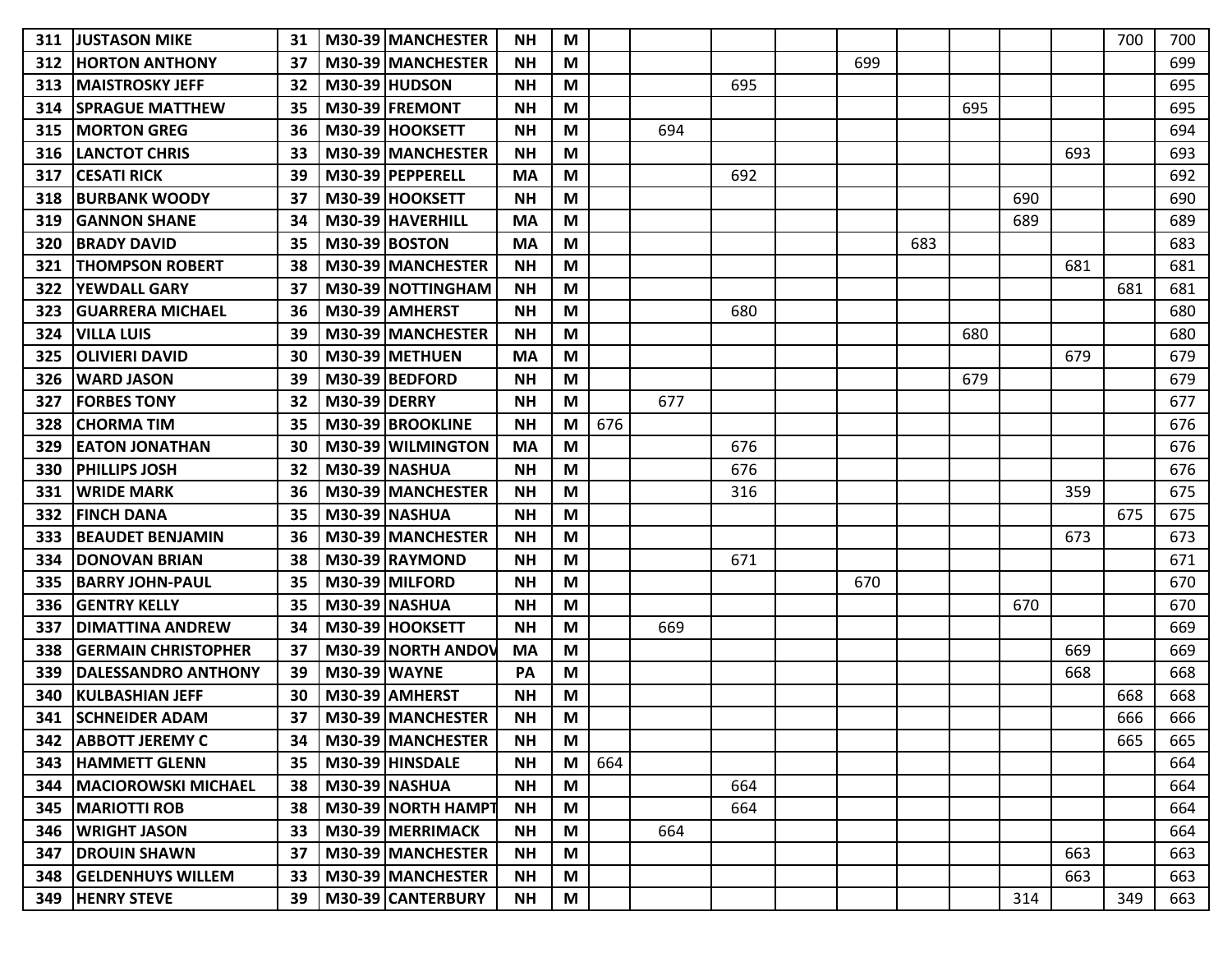| | | | | | | | | | | | | | | | | | |
|---|---|---|---|---|---|---|---|---|---|---|---|---|---|---|---|---|---|
| 311 | JUSTASON MIKE | 31 | M30-39 | MANCHESTER | NH | M | | | | | | | | | | 700 | 700 |
| 312 | HORTON ANTHONY | 37 | M30-39 | MANCHESTER | NH | M | | | | | 699 | | | | | | 699 |
| 313 | MAISTROSKY JEFF | 32 | M30-39 | HUDSON | NH | M | | | 695 | | | | | | | | 695 |
| 314 | SPRAGUE MATTHEW | 35 | M30-39 | FREMONT | NH | M | | | | | | | 695 | | | | 695 |
| 315 | MORTON GREG | 36 | M30-39 | HOOKSETT | NH | M | | 694 | | | | | | | | | 694 |
| 316 | LANCTOT CHRIS | 33 | M30-39 | MANCHESTER | NH | M | | | | | | | | | 693 | | 693 |
| 317 | CESATI RICK | 39 | M30-39 | PEPPERELL | MA | M | | | 692 | | | | | | | | 692 |
| 318 | BURBANK WOODY | 37 | M30-39 | HOOKSETT | NH | M | | | | | | | | 690 | | | 690 |
| 319 | GANNON SHANE | 34 | M30-39 | HAVERHILL | MA | M | | | | | | | | 689 | | | 689 |
| 320 | BRADY DAVID | 35 | M30-39 | BOSTON | MA | M | | | | | | 683 | | | | | 683 |
| 321 | THOMPSON ROBERT | 38 | M30-39 | MANCHESTER | NH | M | | | | | | | | | 681 | | 681 |
| 322 | YEWDALL GARY | 37 | M30-39 | NOTTINGHAM | NH | M | | | | | | | | | | 681 | 681 |
| 323 | GUARRERA MICHAEL | 36 | M30-39 | AMHERST | NH | M | | | 680 | | | | | | | | 680 |
| 324 | VILLA LUIS | 39 | M30-39 | MANCHESTER | NH | M | | | | | | | 680 | | | | 680 |
| 325 | OLIVIERI DAVID | 30 | M30-39 | METHUEN | MA | M | | | | | | | | | 679 | | 679 |
| 326 | WARD JASON | 39 | M30-39 | BEDFORD | NH | M | | | | | | | 679 | | | | 679 |
| 327 | FORBES TONY | 32 | M30-39 | DERRY | NH | M | | 677 | | | | | | | | | 677 |
| 328 | CHORMA TIM | 35 | M30-39 | BROOKLINE | NH | M | 676 | | | | | | | | | | 676 |
| 329 | EATON JONATHAN | 30 | M30-39 | WILMINGTON | MA | M | | | 676 | | | | | | | | 676 |
| 330 | PHILLIPS JOSH | 32 | M30-39 | NASHUA | NH | M | | | 676 | | | | | | | | 676 |
| 331 | WRIDE MARK | 36 | M30-39 | MANCHESTER | NH | M | | | 316 | | | | | | 359 | | 675 |
| 332 | FINCH DANA | 35 | M30-39 | NASHUA | NH | M | | | | | | | | | | 675 | 675 |
| 333 | BEAUDET BENJAMIN | 36 | M30-39 | MANCHESTER | NH | M | | | | | | | | | 673 | | 673 |
| 334 | DONOVAN BRIAN | 38 | M30-39 | RAYMOND | NH | M | | | 671 | | | | | | | | 671 |
| 335 | BARRY JOHN-PAUL | 35 | M30-39 | MILFORD | NH | M | | | | | 670 | | | | | | 670 |
| 336 | GENTRY KELLY | 35 | M30-39 | NASHUA | NH | M | | | | | | | | 670 | | | 670 |
| 337 | DIMATTINA ANDREW | 34 | M30-39 | HOOKSETT | NH | M | | 669 | | | | | | | | | 669 |
| 338 | GERMAIN CHRISTOPHER | 37 | M30-39 | NORTH ANDOV | MA | M | | | | | | | | | 669 | | 669 |
| 339 | DALESSANDRO ANTHONY | 39 | M30-39 | WAYNE | PA | M | | | | | | | | | 668 | | 668 |
| 340 | KULBASHIAN JEFF | 30 | M30-39 | AMHERST | NH | M | | | | | | | | | | 668 | 668 |
| 341 | SCHNEIDER ADAM | 37 | M30-39 | MANCHESTER | NH | M | | | | | | | | | | 666 | 666 |
| 342 | ABBOTT JEREMY C | 34 | M30-39 | MANCHESTER | NH | M | | | | | | | | | | 665 | 665 |
| 343 | HAMMETT GLENN | 35 | M30-39 | HINSDALE | NH | M | 664 | | | | | | | | | | 664 |
| 344 | MACIOROWSKI MICHAEL | 38 | M30-39 | NASHUA | NH | M | | | 664 | | | | | | | | 664 |
| 345 | MARIOTTI ROB | 38 | M30-39 | NORTH HAMPT | NH | M | | | 664 | | | | | | | | 664 |
| 346 | WRIGHT JASON | 33 | M30-39 | MERRIMACK | NH | M | | 664 | | | | | | | | | 664 |
| 347 | DROUIN SHAWN | 37 | M30-39 | MANCHESTER | NH | M | | | | | | | | | 663 | | 663 |
| 348 | GELDENHUYS WILLEM | 33 | M30-39 | MANCHESTER | NH | M | | | | | | | | | 663 | | 663 |
| 349 | HENRY STEVE | 39 | M30-39 | CANTERBURY | NH | M | | | | | | | | 314 | | 349 | 663 |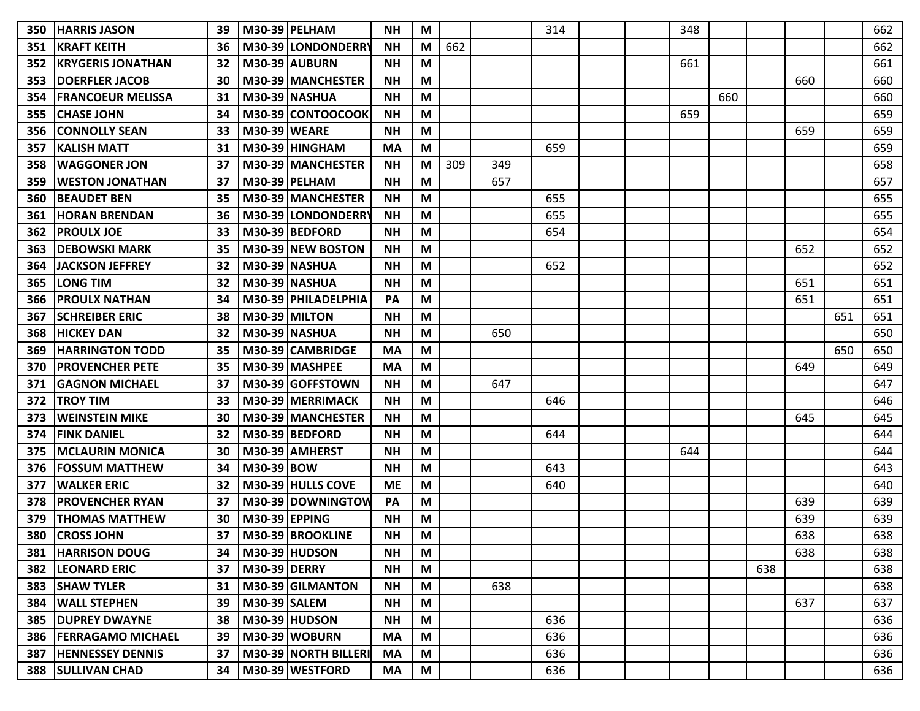| | | | | | | | | | | | | | | | | | |
|---|---|---|---|---|---|---|---|---|---|---|---|---|---|---|---|---|---|
| 350 | HARRIS JASON | 39 | M30-39 | PELHAM | NH | M | | | 314 | | | 348 | | | | | 662 |
| 351 | KRAFT KEITH | 36 | M30-39 | LONDONDERRY | NH | M | 662 | | | | | | | | | | 662 |
| 352 | KRYGERIS JONATHAN | 32 | M30-39 | AUBURN | NH | M | | | | | | 661 | | | | | 661 |
| 353 | DOERFLER JACOB | 30 | M30-39 | MANCHESTER | NH | M | | | | | | | | | 660 | | 660 |
| 354 | FRANCOEUR MELISSA | 31 | M30-39 | NASHUA | NH | M | | | | | | | 660 | | | | 660 |
| 355 | CHASE JOHN | 34 | M30-39 | CONTOOCOOK | NH | M | | | | | | 659 | | | | | 659 |
| 356 | CONNOLLY SEAN | 33 | M30-39 | WEARE | NH | M | | | | | | | | | 659 | | 659 |
| 357 | KALISH MATT | 31 | M30-39 | HINGHAM | MA | M | | | 659 | | | | | | | | 659 |
| 358 | WAGGONER JON | 37 | M30-39 | MANCHESTER | NH | M | 309 | 349 | | | | | | | | | 658 |
| 359 | WESTON JONATHAN | 37 | M30-39 | PELHAM | NH | M | | 657 | | | | | | | | | 657 |
| 360 | BEAUDET BEN | 35 | M30-39 | MANCHESTER | NH | M | | | 655 | | | | | | | | 655 |
| 361 | HORAN BRENDAN | 36 | M30-39 | LONDONDERRY | NH | M | | | 655 | | | | | | | | 655 |
| 362 | PROULX JOE | 33 | M30-39 | BEDFORD | NH | M | | | 654 | | | | | | | | 654 |
| 363 | DEBOWSKI MARK | 35 | M30-39 | NEW BOSTON | NH | M | | | | | | | | | 652 | | 652 |
| 364 | JACKSON JEFFREY | 32 | M30-39 | NASHUA | NH | M | | | 652 | | | | | | | | 652 |
| 365 | LONG TIM | 32 | M30-39 | NASHUA | NH | M | | | | | | | | | 651 | | 651 |
| 366 | PROULX NATHAN | 34 | M30-39 | PHILADELPHIA | PA | M | | | | | | | | | 651 | | 651 |
| 367 | SCHREIBER ERIC | 38 | M30-39 | MILTON | NH | M | | | | | | | | | | 651 | 651 |
| 368 | HICKEY DAN | 32 | M30-39 | NASHUA | NH | M | | 650 | | | | | | | | | 650 |
| 369 | HARRINGTON TODD | 35 | M30-39 | CAMBRIDGE | MA | M | | | | | | | | | | 650 | 650 |
| 370 | PROVENCHER PETE | 35 | M30-39 | MASHPEE | MA | M | | | | | | | | | 649 | | 649 |
| 371 | GAGNON MICHAEL | 37 | M30-39 | GOFFSTOWN | NH | M | | 647 | | | | | | | | | 647 |
| 372 | TROY TIM | 33 | M30-39 | MERRIMACK | NH | M | | | 646 | | | | | | | | 646 |
| 373 | WEINSTEIN MIKE | 30 | M30-39 | MANCHESTER | NH | M | | | | | | | | | 645 | | 645 |
| 374 | FINK DANIEL | 32 | M30-39 | BEDFORD | NH | M | | | 644 | | | | | | | | 644 |
| 375 | MCLAURIN MONICA | 30 | M30-39 | AMHERST | NH | M | | | | | | 644 | | | | | 644 |
| 376 | FOSSUM MATTHEW | 34 | M30-39 | BOW | NH | M | | | 643 | | | | | | | | 643 |
| 377 | WALKER ERIC | 32 | M30-39 | HULLS COVE | ME | M | | | 640 | | | | | | | | 640 |
| 378 | PROVENCHER RYAN | 37 | M30-39 | DOWNINGTOW | PA | M | | | | | | | | | 639 | | 639 |
| 379 | THOMAS MATTHEW | 30 | M30-39 | EPPING | NH | M | | | | | | | | | 639 | | 639 |
| 380 | CROSS JOHN | 37 | M30-39 | BROOKLINE | NH | M | | | | | | | | | 638 | | 638 |
| 381 | HARRISON DOUG | 34 | M30-39 | HUDSON | NH | M | | | | | | | | | 638 | | 638 |
| 382 | LEONARD ERIC | 37 | M30-39 | DERRY | NH | M | | | | | | | | 638 | | | 638 |
| 383 | SHAW TYLER | 31 | M30-39 | GILMANTON | NH | M | | 638 | | | | | | | | | 638 |
| 384 | WALL STEPHEN | 39 | M30-39 | SALEM | NH | M | | | | | | | | | 637 | | 637 |
| 385 | DUPREY DWAYNE | 38 | M30-39 | HUDSON | NH | M | | | 636 | | | | | | | | 636 |
| 386 | FERRAGAMO MICHAEL | 39 | M30-39 | WOBURN | MA | M | | | 636 | | | | | | | | 636 |
| 387 | HENNESSEY DENNIS | 37 | M30-39 | NORTH BILLERI | MA | M | | | 636 | | | | | | | | 636 |
| 388 | SULLIVAN CHAD | 34 | M30-39 | WESTFORD | MA | M | | | 636 | | | | | | | | 636 |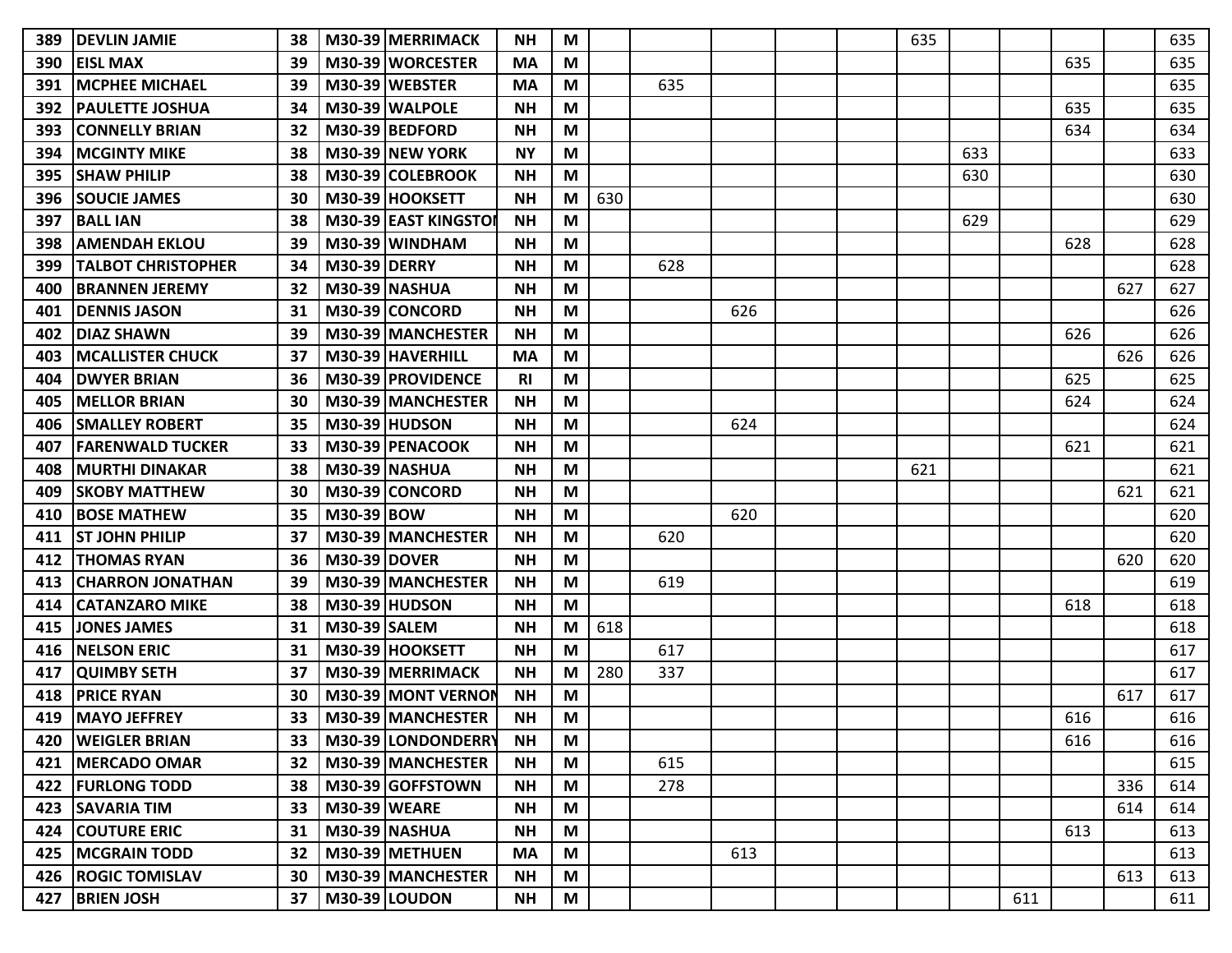| | | | | | | | | | | | | | | | | | |
|---|---|---|---|---|---|---|---|---|---|---|---|---|---|---|---|---|---|
| 389 | DEVLIN JAMIE | 38 | M30-39 | MERRIMACK | NH | M | | | | | | 635 | | | | | 635 |
| 390 | EISL MAX | 39 | M30-39 | WORCESTER | MA | M | | | | | | | | | 635 | | 635 |
| 391 | MCPHEE MICHAEL | 39 | M30-39 | WEBSTER | MA | M | | 635 | | | | | | | | | 635 |
| 392 | PAULETTE JOSHUA | 34 | M30-39 | WALPOLE | NH | M | | | | | | | | | 635 | | 635 |
| 393 | CONNELLY BRIAN | 32 | M30-39 | BEDFORD | NH | M | | | | | | | | | 634 | | 634 |
| 394 | MCGINTY MIKE | 38 | M30-39 | NEW YORK | NY | M | | | | | | | 633 | | | | 633 |
| 395 | SHAW PHILIP | 38 | M30-39 | COLEBROOK | NH | M | | | | | | | 630 | | | | 630 |
| 396 | SOUCIE JAMES | 30 | M30-39 | HOOKSETT | NH | M | 630 | | | | | | | | | | 630 |
| 397 | BALL IAN | 38 | M30-39 | EAST KINGSTON | NH | M | | | | | | | 629 | | | | 629 |
| 398 | AMENDAH EKLOU | 39 | M30-39 | WINDHAM | NH | M | | | | | | | | | 628 | | 628 |
| 399 | TALBOT CHRISTOPHER | 34 | M30-39 | DERRY | NH | M | | 628 | | | | | | | | | 628 |
| 400 | BRANNEN JEREMY | 32 | M30-39 | NASHUA | NH | M | | | | | | | | | | 627 | 627 |
| 401 | DENNIS JASON | 31 | M30-39 | CONCORD | NH | M | | | 626 | | | | | | | | 626 |
| 402 | DIAZ SHAWN | 39 | M30-39 | MANCHESTER | NH | M | | | | | | | | | 626 | | 626 |
| 403 | MCALLISTER CHUCK | 37 | M30-39 | HAVERHILL | MA | M | | | | | | | | | | 626 | 626 |
| 404 | DWYER BRIAN | 36 | M30-39 | PROVIDENCE | RI | M | | | | | | | | | 625 | | 625 |
| 405 | MELLOR BRIAN | 30 | M30-39 | MANCHESTER | NH | M | | | | | | | | | 624 | | 624 |
| 406 | SMALLEY ROBERT | 35 | M30-39 | HUDSON | NH | M | | | 624 | | | | | | | | 624 |
| 407 | FARENWALD TUCKER | 33 | M30-39 | PENACOOK | NH | M | | | | | | | | | 621 | | 621 |
| 408 | MURTHI DINAKAR | 38 | M30-39 | NASHUA | NH | M | | | | | | 621 | | | | | 621 |
| 409 | SKOBY MATTHEW | 30 | M30-39 | CONCORD | NH | M | | | | | | | | | | 621 | 621 |
| 410 | BOSE MATHEW | 35 | M30-39 | BOW | NH | M | | | 620 | | | | | | | | 620 |
| 411 | ST JOHN PHILIP | 37 | M30-39 | MANCHESTER | NH | M | | 620 | | | | | | | | | 620 |
| 412 | THOMAS RYAN | 36 | M30-39 | DOVER | NH | M | | | | | | | | | | 620 | 620 |
| 413 | CHARRON JONATHAN | 39 | M30-39 | MANCHESTER | NH | M | | 619 | | | | | | | | | 619 |
| 414 | CATANZARO MIKE | 38 | M30-39 | HUDSON | NH | M | | | | | | | | | 618 | | 618 |
| 415 | JONES JAMES | 31 | M30-39 | SALEM | NH | M | 618 | | | | | | | | | | 618 |
| 416 | NELSON ERIC | 31 | M30-39 | HOOKSETT | NH | M | | 617 | | | | | | | | | 617 |
| 417 | QUIMBY SETH | 37 | M30-39 | MERRIMACK | NH | M | 280 | 337 | | | | | | | | | 617 |
| 418 | PRICE RYAN | 30 | M30-39 | MONT VERNON | NH | M | | | | | | | | | | 617 | 617 |
| 419 | MAYO JEFFREY | 33 | M30-39 | MANCHESTER | NH | M | | | | | | | | | 616 | | 616 |
| 420 | WEIGLER BRIAN | 33 | M30-39 | LONDONDERRY | NH | M | | | | | | | | | 616 | | 616 |
| 421 | MERCADO OMAR | 32 | M30-39 | MANCHESTER | NH | M | | 615 | | | | | | | | | 615 |
| 422 | FURLONG TODD | 38 | M30-39 | GOFFSTOWN | NH | M | | 278 | | | | | | | | 336 | 614 |
| 423 | SAVARIA TIM | 33 | M30-39 | WEARE | NH | M | | | | | | | | | | 614 | 614 |
| 424 | COUTURE ERIC | 31 | M30-39 | NASHUA | NH | M | | | | | | | | | 613 | | 613 |
| 425 | MCGRAIN TODD | 32 | M30-39 | METHUEN | MA | M | | | 613 | | | | | | | | 613 |
| 426 | ROGIC TOMISLAV | 30 | M30-39 | MANCHESTER | NH | M | | | | | | | | | | 613 | 613 |
| 427 | BRIEN JOSH | 37 | M30-39 | LOUDON | NH | M | | | | | | | | 611 | | | 611 |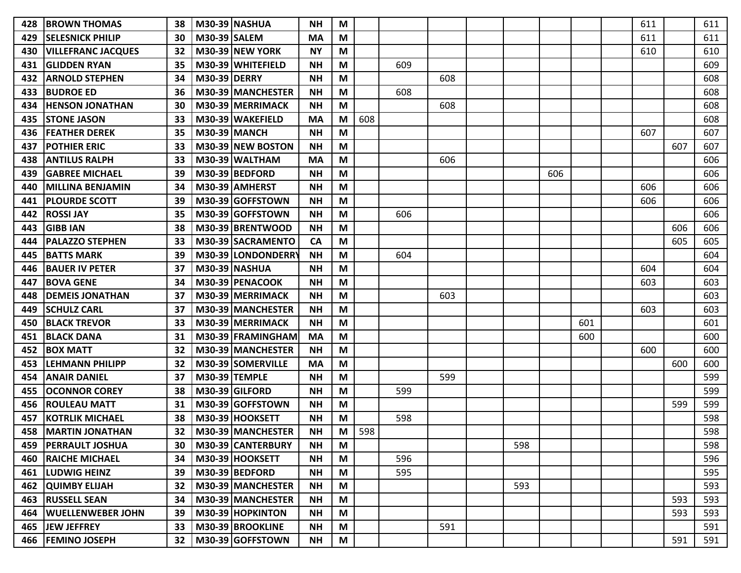| | | | | | | | | | | | | | | | | | |
|---|---|---|---|---|---|---|---|---|---|---|---|---|---|---|---|---|---|
| 428 | BROWN THOMAS | 38 | M30-39 | NASHUA | NH | M | | | | | | | | | 611 | | 611 |
| 429 | SELESNICK PHILIP | 30 | M30-39 | SALEM | MA | M | | | | | | | | | 611 | | 611 |
| 430 | VILLEFRANC JACQUES | 32 | M30-39 | NEW YORK | NY | M | | | | | | | | | 610 | | 610 |
| 431 | GLIDDEN RYAN | 35 | M30-39 | WHITEFIELD | NH | M | | 609 | | | | | | | | | 609 |
| 432 | ARNOLD STEPHEN | 34 | M30-39 | DERRY | NH | M | | | 608 | | | | | | | | 608 |
| 433 | BUDROE ED | 36 | M30-39 | MANCHESTER | NH | M | | 608 | | | | | | | | | 608 |
| 434 | HENSON JONATHAN | 30 | M30-39 | MERRIMACK | NH | M | | | 608 | | | | | | | | 608 |
| 435 | STONE JASON | 33 | M30-39 | WAKEFIELD | MA | M | 608 | | | | | | | | | | 608 |
| 436 | FEATHER DEREK | 35 | M30-39 | MANCH | NH | M | | | | | | | | | 607 | | 607 |
| 437 | POTHIER ERIC | 33 | M30-39 | NEW BOSTON | NH | M | | | | | | | | | | 607 | 607 |
| 438 | ANTILUS RALPH | 33 | M30-39 | WALTHAM | MA | M | | | 606 | | | | | | | | 606 |
| 439 | GABREE MICHAEL | 39 | M30-39 | BEDFORD | NH | M | | | | | | 606 | | | | | 606 |
| 440 | MILLINA BENJAMIN | 34 | M30-39 | AMHERST | NH | M | | | | | | | | | 606 | | 606 |
| 441 | PLOURDE SCOTT | 39 | M30-39 | GOFFSTOWN | NH | M | | | | | | | | | 606 | | 606 |
| 442 | ROSSI JAY | 35 | M30-39 | GOFFSTOWN | NH | M | | 606 | | | | | | | | | 606 |
| 443 | GIBB IAN | 38 | M30-39 | BRENTWOOD | NH | M | | | | | | | | | | 606 | 606 |
| 444 | PALAZZO STEPHEN | 33 | M30-39 | SACRAMENTO | CA | M | | | | | | | | | | 605 | 605 |
| 445 | BATTS MARK | 39 | M30-39 | LONDONDERRY | NH | M | | 604 | | | | | | | | | 604 |
| 446 | BAUER IV PETER | 37 | M30-39 | NASHUA | NH | M | | | | | | | | | 604 | | 604 |
| 447 | BOVA GENE | 34 | M30-39 | PENACOOK | NH | M | | | | | | | | | 603 | | 603 |
| 448 | DEMEIS JONATHAN | 37 | M30-39 | MERRIMACK | NH | M | | | 603 | | | | | | | | 603 |
| 449 | SCHULZ CARL | 37 | M30-39 | MANCHESTER | NH | M | | | | | | | | | 603 | | 603 |
| 450 | BLACK TREVOR | 33 | M30-39 | MERRIMACK | NH | M | | | | | | | 601 | | | | 601 |
| 451 | BLACK DANA | 31 | M30-39 | FRAMINGHAM | MA | M | | | | | | | 600 | | | | 600 |
| 452 | BOX MATT | 32 | M30-39 | MANCHESTER | NH | M | | | | | | | | | 600 | | 600 |
| 453 | LEHMANN PHILIPP | 32 | M30-39 | SOMERVILLE | MA | M | | | | | | | | | | 600 | 600 |
| 454 | ANAIR DANIEL | 37 | M30-39 | TEMPLE | NH | M | | | 599 | | | | | | | | 599 |
| 455 | OCONNOR COREY | 38 | M30-39 | GILFORD | NH | M | | 599 | | | | | | | | | 599 |
| 456 | ROULEAU MATT | 31 | M30-39 | GOFFSTOWN | NH | M | | | | | | | | | | 599 | 599 |
| 457 | KOTRLIK MICHAEL | 38 | M30-39 | HOOKSETT | NH | M | | 598 | | | | | | | | | 598 |
| 458 | MARTIN JONATHAN | 32 | M30-39 | MANCHESTER | NH | M | 598 | | | | | | | | | | 598 |
| 459 | PERRAULT JOSHUA | 30 | M30-39 | CANTERBURY | NH | M | | | | | 598 | | | | | | 598 |
| 460 | RAICHE MICHAEL | 34 | M30-39 | HOOKSETT | NH | M | | 596 | | | | | | | | | 596 |
| 461 | LUDWIG HEINZ | 39 | M30-39 | BEDFORD | NH | M | | 595 | | | | | | | | | 595 |
| 462 | QUIMBY ELIJAH | 32 | M30-39 | MANCHESTER | NH | M | | | | | 593 | | | | | | 593 |
| 463 | RUSSELL SEAN | 34 | M30-39 | MANCHESTER | NH | M | | | | | | | | | | 593 | 593 |
| 464 | WUELLENWEBER JOHN | 39 | M30-39 | HOPKINTON | NH | M | | | | | | | | | | 593 | 593 |
| 465 | JEW JEFFREY | 33 | M30-39 | BROOKLINE | NH | M | | | 591 | | | | | | | | 591 |
| 466 | FEMINO JOSEPH | 32 | M30-39 | GOFFSTOWN | NH | M | | | | | | | | | | 591 | 591 |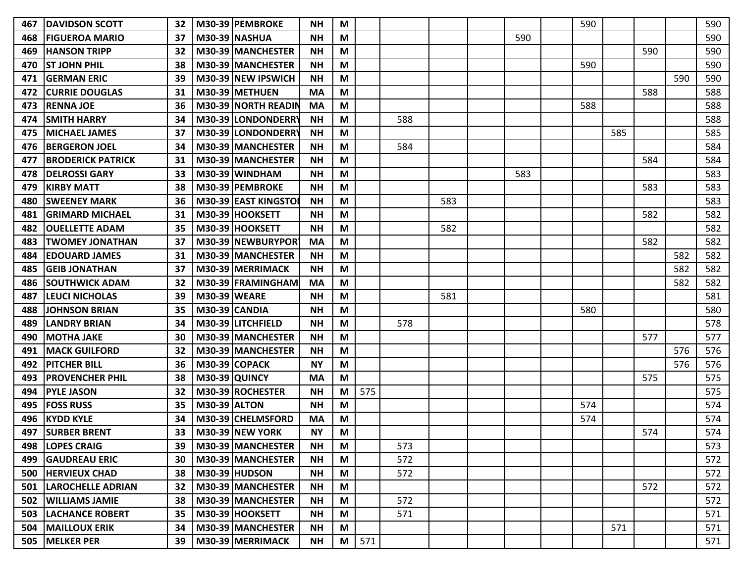| | | | | | | | | | | | | | | | | | |
|---|---|---|---|---|---|---|---|---|---|---|---|---|---|---|---|---|---|
| **467** | **DAVIDSON SCOTT** | **32** | **M30-39** | **PEMBROKE** | **NH** | **M** | | | | | | | 590 | | | | 590 |
| **468** | **FIGUEROA MARIO** | **37** | **M30-39** | **NASHUA** | **NH** | **M** | | | | | 590 | | | | | | 590 |
| **469** | **HANSON TRIPP** | **32** | **M30-39** | **MANCHESTER** | **NH** | **M** | | | | | | | | | 590 | | 590 |
| **470** | **ST JOHN PHIL** | **38** | **M30-39** | **MANCHESTER** | **NH** | **M** | | | | | | | 590 | | | | 590 |
| **471** | **GERMAN ERIC** | **39** | **M30-39** | **NEW IPSWICH** | **NH** | **M** | | | | | | | | | | 590 | 590 |
| **472** | **CURRIE DOUGLAS** | **31** | **M30-39** | **METHUEN** | **MA** | **M** | | | | | | | | | 588 | | 588 |
| **473** | **RENNA JOE** | **36** | **M30-39** | **NORTH READIN** | **MA** | **M** | | | | | | | 588 | | | | 588 |
| **474** | **SMITH HARRY** | **34** | **M30-39** | **LONDONDERRY** | **NH** | **M** | | 588 | | | | | | | | | 588 |
| **475** | **MICHAEL JAMES** | **37** | **M30-39** | **LONDONDERRY** | **NH** | **M** | | | | | | | | 585 | | | 585 |
| **476** | **BERGERON JOEL** | **34** | **M30-39** | **MANCHESTER** | **NH** | **M** | | 584 | | | | | | | | | 584 |
| **477** | **BRODERICK PATRICK** | **31** | **M30-39** | **MANCHESTER** | **NH** | **M** | | | | | | | | | 584 | | 584 |
| **478** | **DELROSSI GARY** | **33** | **M30-39** | **WINDHAM** | **NH** | **M** | | | | | 583 | | | | | | 583 |
| **479** | **KIRBY MATT** | **38** | **M30-39** | **PEMBROKE** | **NH** | **M** | | | | | | | | | 583 | | 583 |
| **480** | **SWEENEY MARK** | **36** | **M30-39** | **EAST KINGSTON** | **NH** | **M** | | | 583 | | | | | | | | 583 |
| **481** | **GRIMARD MICHAEL** | **31** | **M30-39** | **HOOKSETT** | **NH** | **M** | | | | | | | | | 582 | | 582 |
| **482** | **OUELLETTE ADAM** | **35** | **M30-39** | **HOOKSETT** | **NH** | **M** | | | 582 | | | | | | | | 582 |
| **483** | **TWOMEY JONATHAN** | **37** | **M30-39** | **NEWBURYPORT** | **MA** | **M** | | | | | | | | | 582 | | 582 |
| **484** | **EDOUARD JAMES** | **31** | **M30-39** | **MANCHESTER** | **NH** | **M** | | | | | | | | | | 582 | 582 |
| **485** | **GEIB JONATHAN** | **37** | **M30-39** | **MERRIMACK** | **NH** | **M** | | | | | | | | | | 582 | 582 |
| **486** | **SOUTHWICK ADAM** | **32** | **M30-39** | **FRAMINGHAM** | **MA** | **M** | | | | | | | | | | 582 | 582 |
| **487** | **LEUCI NICHOLAS** | **39** | **M30-39** | **WEARE** | **NH** | **M** | | | 581 | | | | | | | | 581 |
| **488** | **JOHNSON BRIAN** | **35** | **M30-39** | **CANDIA** | **NH** | **M** | | | | | | | 580 | | | | 580 |
| **489** | **LANDRY BRIAN** | **34** | **M30-39** | **LITCHFIELD** | **NH** | **M** | | 578 | | | | | | | | | 578 |
| **490** | **MOTHA JAKE** | **30** | **M30-39** | **MANCHESTER** | **NH** | **M** | | | | | | | | | 577 | | 577 |
| **491** | **MACK GUILFORD** | **32** | **M30-39** | **MANCHESTER** | **NH** | **M** | | | | | | | | | | 576 | 576 |
| **492** | **PITCHER BILL** | **36** | **M30-39** | **COPACK** | **NY** | **M** | | | | | | | | | | 576 | 576 |
| **493** | **PROVENCHER PHIL** | **38** | **M30-39** | **QUINCY** | **MA** | **M** | | | | | | | | | 575 | | 575 |
| **494** | **PYLE JASON** | **32** | **M30-39** | **ROCHESTER** | **NH** | **M** | 575 | | | | | | | | | | 575 |
| **495** | **FOSS RUSS** | **35** | **M30-39** | **ALTON** | **NH** | **M** | | | | | | | 574 | | | | 574 |
| **496** | **KYDD KYLE** | **34** | **M30-39** | **CHELMSFORD** | **MA** | **M** | | | | | | | 574 | | | | 574 |
| **497** | **SURBER BRENT** | **33** | **M30-39** | **NEW YORK** | **NY** | **M** | | | | | | | | | 574 | | 574 |
| **498** | **LOPES CRAIG** | **39** | **M30-39** | **MANCHESTER** | **NH** | **M** | | 573 | | | | | | | | | 573 |
| **499** | **GAUDREAU ERIC** | **30** | **M30-39** | **MANCHESTER** | **NH** | **M** | | 572 | | | | | | | | | 572 |
| **500** | **HERVIEUX CHAD** | **38** | **M30-39** | **HUDSON** | **NH** | **M** | | 572 | | | | | | | | | 572 |
| **501** | **LAROCHELLE ADRIAN** | **32** | **M30-39** | **MANCHESTER** | **NH** | **M** | | | | | | | | | 572 | | 572 |
| **502** | **WILLIAMS JAMIE** | **38** | **M30-39** | **MANCHESTER** | **NH** | **M** | | 572 | | | | | | | | | 572 |
| **503** | **LACHANCE ROBERT** | **35** | **M30-39** | **HOOKSETT** | **NH** | **M** | | 571 | | | | | | | | | 571 |
| **504** | **MAILLOUX ERIK** | **34** | **M30-39** | **MANCHESTER** | **NH** | **M** | | | | | | | | 571 | | | 571 |
| **505** | **MELKER PER** | **39** | **M30-39** | **MERRIMACK** | **NH** | **M** | 571 | | | | | | | | | | 571 |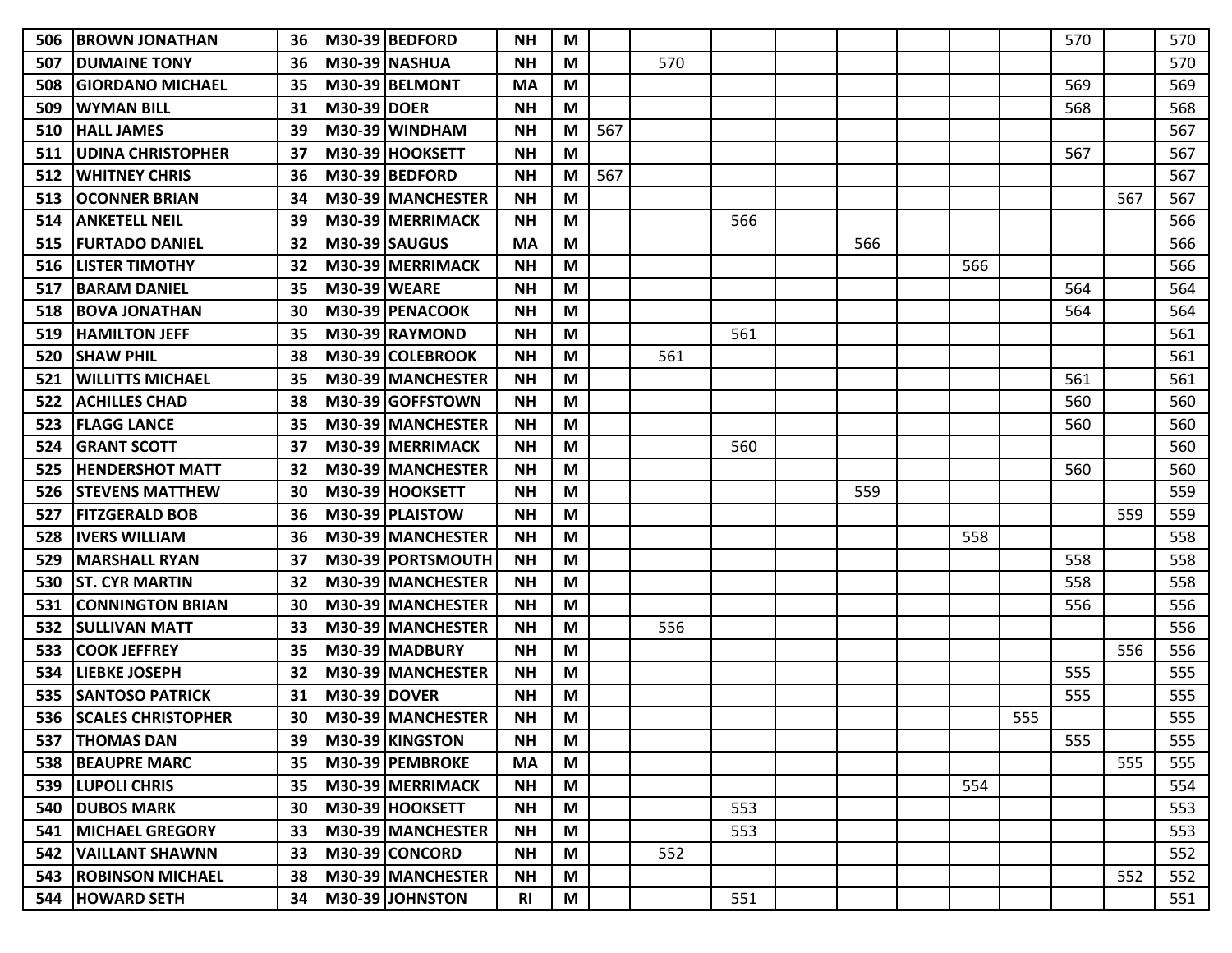| | | | | | | | | | | | | | | | | | |
|---|---|---|---|---|---|---|---|---|---|---|---|---|---|---|---|---|---|
| 506 | BROWN JONATHAN | 36 | M30-39 | BEDFORD | NH | M | | | | | | | | | 570 | | 570 |
| 507 | DUMAINE TONY | 36 | M30-39 | NASHUA | NH | M | | 570 | | | | | | | | | 570 |
| 508 | GIORDANO MICHAEL | 35 | M30-39 | BELMONT | MA | M | | | | | | | | | 569 | | 569 |
| 509 | WYMAN BILL | 31 | M30-39 | DOER | NH | M | | | | | | | | | 568 | | 568 |
| 510 | HALL JAMES | 39 | M30-39 | WINDHAM | NH | M | 567 | | | | | | | | | | 567 |
| 511 | UDINA CHRISTOPHER | 37 | M30-39 | HOOKSETT | NH | M | | | | | | | | | 567 | | 567 |
| 512 | WHITNEY CHRIS | 36 | M30-39 | BEDFORD | NH | M | 567 | | | | | | | | | | 567 |
| 513 | OCONNER BRIAN | 34 | M30-39 | MANCHESTER | NH | M | | | | | | | | | | 567 | 567 |
| 514 | ANKETELL NEIL | 39 | M30-39 | MERRIMACK | NH | M | | | 566 | | | | | | | | 566 |
| 515 | FURTADO DANIEL | 32 | M30-39 | SAUGUS | MA | M | | | | | 566 | | | | | | 566 |
| 516 | LISTER TIMOTHY | 32 | M30-39 | MERRIMACK | NH | M | | | | | | | 566 | | | | 566 |
| 517 | BARAM DANIEL | 35 | M30-39 | WEARE | NH | M | | | | | | | | | 564 | | 564 |
| 518 | BOVA JONATHAN | 30 | M30-39 | PENACOOK | NH | M | | | | | | | | | 564 | | 564 |
| 519 | HAMILTON JEFF | 35 | M30-39 | RAYMOND | NH | M | | | 561 | | | | | | | | 561 |
| 520 | SHAW PHIL | 38 | M30-39 | COLEBROOK | NH | M | | 561 | | | | | | | | | 561 |
| 521 | WILLITTS MICHAEL | 35 | M30-39 | MANCHESTER | NH | M | | | | | | | | | 561 | | 561 |
| 522 | ACHILLES CHAD | 38 | M30-39 | GOFFSTOWN | NH | M | | | | | | | | | 560 | | 560 |
| 523 | FLAGG LANCE | 35 | M30-39 | MANCHESTER | NH | M | | | | | | | | | 560 | | 560 |
| 524 | GRANT SCOTT | 37 | M30-39 | MERRIMACK | NH | M | | | 560 | | | | | | | | 560 |
| 525 | HENDERSHOT MATT | 32 | M30-39 | MANCHESTER | NH | M | | | | | | | | | 560 | | 560 |
| 526 | STEVENS MATTHEW | 30 | M30-39 | HOOKSETT | NH | M | | | | | 559 | | | | | | 559 |
| 527 | FITZGERALD BOB | 36 | M30-39 | PLAISTOW | NH | M | | | | | | | | | | 559 | 559 |
| 528 | IVERS WILLIAM | 36 | M30-39 | MANCHESTER | NH | M | | | | | | | 558 | | | | 558 |
| 529 | MARSHALL RYAN | 37 | M30-39 | PORTSMOUTH | NH | M | | | | | | | | | 558 | | 558 |
| 530 | ST. CYR MARTIN | 32 | M30-39 | MANCHESTER | NH | M | | | | | | | | | 558 | | 558 |
| 531 | CONNINGTON BRIAN | 30 | M30-39 | MANCHESTER | NH | M | | | | | | | | | 556 | | 556 |
| 532 | SULLIVAN MATT | 33 | M30-39 | MANCHESTER | NH | M | | 556 | | | | | | | | | 556 |
| 533 | COOK JEFFREY | 35 | M30-39 | MADBURY | NH | M | | | | | | | | | | 556 | 556 |
| 534 | LIEBKE JOSEPH | 32 | M30-39 | MANCHESTER | NH | M | | | | | | | | | 555 | | 555 |
| 535 | SANTOSO PATRICK | 31 | M30-39 | DOVER | NH | M | | | | | | | | | 555 | | 555 |
| 536 | SCALES CHRISTOPHER | 30 | M30-39 | MANCHESTER | NH | M | | | | | | | | 555 | | | 555 |
| 537 | THOMAS DAN | 39 | M30-39 | KINGSTON | NH | M | | | | | | | | | 555 | | 555 |
| 538 | BEAUPRE MARC | 35 | M30-39 | PEMBROKE | MA | M | | | | | | | | | | 555 | 555 |
| 539 | LUPOLI CHRIS | 35 | M30-39 | MERRIMACK | NH | M | | | | | | | 554 | | | | 554 |
| 540 | DUBOS MARK | 30 | M30-39 | HOOKSETT | NH | M | | | 553 | | | | | | | | 553 |
| 541 | MICHAEL GREGORY | 33 | M30-39 | MANCHESTER | NH | M | | | 553 | | | | | | | | 553 |
| 542 | VAILLANT SHAWNN | 33 | M30-39 | CONCORD | NH | M | | 552 | | | | | | | | | 552 |
| 543 | ROBINSON MICHAEL | 38 | M30-39 | MANCHESTER | NH | M | | | | | | | | | | 552 | 552 |
| 544 | HOWARD SETH | 34 | M30-39 | JOHNSTON | RI | M | | | 551 | | | | | | | | 551 |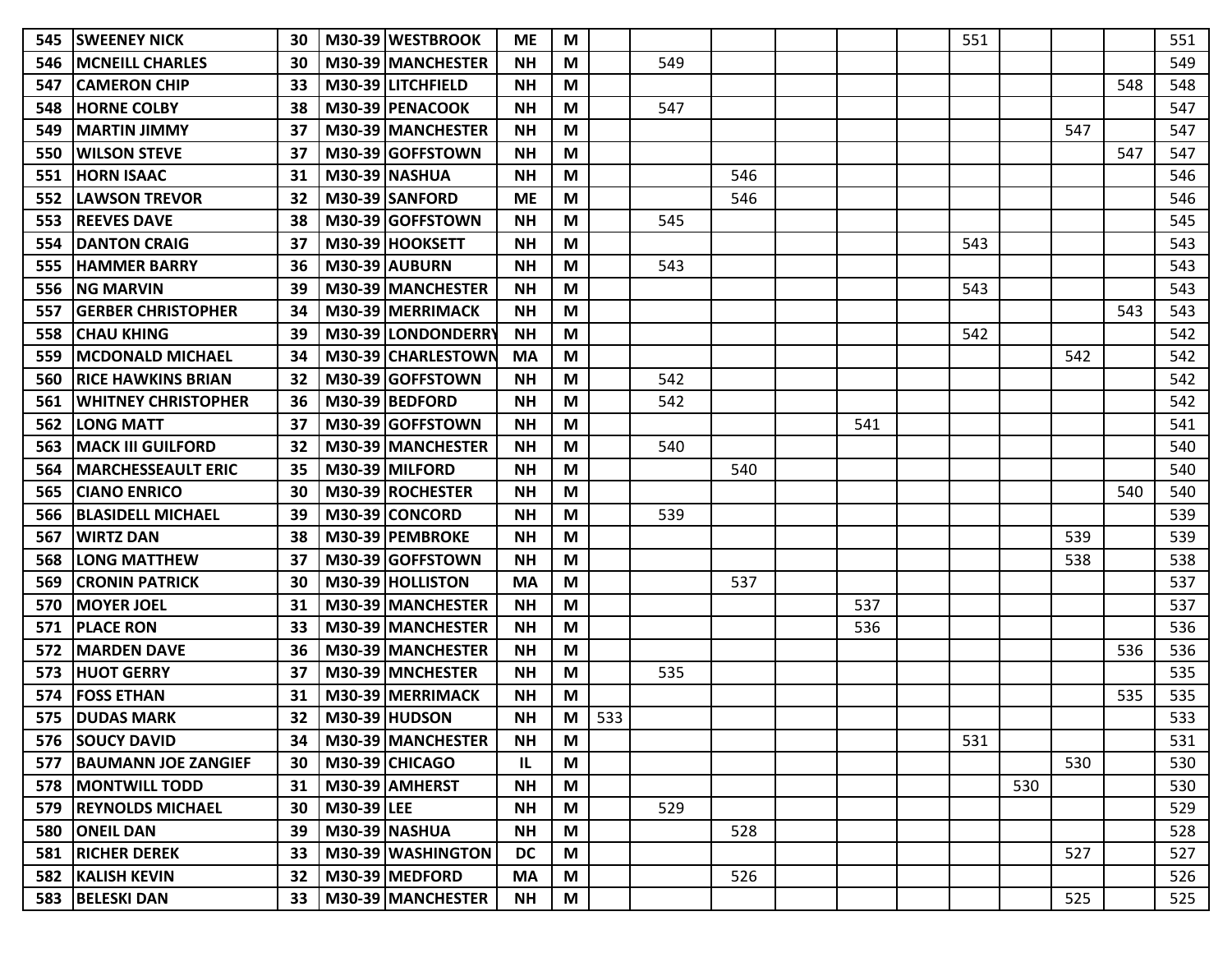| | | | | | | | | | | | | | | | | | |
|---|---|---|---|---|---|---|---|---|---|---|---|---|---|---|---|---|---|
| 545 | SWEENEY NICK | 30 | M30-39 | WESTBROOK | ME | M | | | | | | | 551 | | | | 551 |
| 546 | MCNEILL CHARLES | 30 | M30-39 | MANCHESTER | NH | M | | 549 | | | | | | | | | 549 |
| 547 | CAMERON CHIP | 33 | M30-39 | LITCHFIELD | NH | M | | | | | | | | | | 548 | 548 |
| 548 | HORNE COLBY | 38 | M30-39 | PENACOOK | NH | M | | 547 | | | | | | | | | 547 |
| 549 | MARTIN JIMMY | 37 | M30-39 | MANCHESTER | NH | M | | | | | | | | | 547 | | 547 |
| 550 | WILSON STEVE | 37 | M30-39 | GOFFSTOWN | NH | M | | | | | | | | | | 547 | 547 |
| 551 | HORN ISAAC | 31 | M30-39 | NASHUA | NH | M | | | 546 | | | | | | | | 546 |
| 552 | LAWSON TREVOR | 32 | M30-39 | SANFORD | ME | M | | | 546 | | | | | | | | 546 |
| 553 | REEVES DAVE | 38 | M30-39 | GOFFSTOWN | NH | M | | 545 | | | | | | | | | 545 |
| 554 | DANTON CRAIG | 37 | M30-39 | HOOKSETT | NH | M | | | | | | | 543 | | | | 543 |
| 555 | HAMMER BARRY | 36 | M30-39 | AUBURN | NH | M | | 543 | | | | | | | | | 543 |
| 556 | NG MARVIN | 39 | M30-39 | MANCHESTER | NH | M | | | | | | | 543 | | | | 543 |
| 557 | GERBER CHRISTOPHER | 34 | M30-39 | MERRIMACK | NH | M | | | | | | | | | | 543 | 543 |
| 558 | CHAU KHING | 39 | M30-39 | LONDONDERRY | NH | M | | | | | | | 542 | | | | 542 |
| 559 | MCDONALD MICHAEL | 34 | M30-39 | CHARLESTOWN | MA | M | | | | | | | | | 542 | | 542 |
| 560 | RICE HAWKINS BRIAN | 32 | M30-39 | GOFFSTOWN | NH | M | | 542 | | | | | | | | | 542 |
| 561 | WHITNEY CHRISTOPHER | 36 | M30-39 | BEDFORD | NH | M | | 542 | | | | | | | | | 542 |
| 562 | LONG MATT | 37 | M30-39 | GOFFSTOWN | NH | M | | | | | 541 | | | | | | 541 |
| 563 | MACK III GUILFORD | 32 | M30-39 | MANCHESTER | NH | M | | 540 | | | | | | | | | 540 |
| 564 | MARCHESSEAULT ERIC | 35 | M30-39 | MILFORD | NH | M | | | 540 | | | | | | | | 540 |
| 565 | CIANO ENRICO | 30 | M30-39 | ROCHESTER | NH | M | | | | | | | | | | 540 | 540 |
| 566 | BLASIDELL MICHAEL | 39 | M30-39 | CONCORD | NH | M | | 539 | | | | | | | | | 539 |
| 567 | WIRTZ DAN | 38 | M30-39 | PEMBROKE | NH | M | | | | | | | | | 539 | | 539 |
| 568 | LONG MATTHEW | 37 | M30-39 | GOFFSTOWN | NH | M | | | | | | | | | 538 | | 538 |
| 569 | CRONIN PATRICK | 30 | M30-39 | HOLLISTON | MA | M | | | 537 | | | | | | | | 537 |
| 570 | MOYER JOEL | 31 | M30-39 | MANCHESTER | NH | M | | | | | 537 | | | | | | 537 |
| 571 | PLACE RON | 33 | M30-39 | MANCHESTER | NH | M | | | | | 536 | | | | | | 536 |
| 572 | MARDEN DAVE | 36 | M30-39 | MANCHESTER | NH | M | | | | | | | | | | 536 | 536 |
| 573 | HUOT GERRY | 37 | M30-39 | MNCHESTER | NH | M | | 535 | | | | | | | | | 535 |
| 574 | FOSS ETHAN | 31 | M30-39 | MERRIMACK | NH | M | | | | | | | | | | 535 | 535 |
| 575 | DUDAS MARK | 32 | M30-39 | HUDSON | NH | M | 533 | | | | | | | | | | 533 |
| 576 | SOUCY DAVID | 34 | M30-39 | MANCHESTER | NH | M | | | | | | | 531 | | | | 531 |
| 577 | BAUMANN JOE ZANGIEF | 30 | M30-39 | CHICAGO | IL | M | | | | | | | | | 530 | | 530 |
| 578 | MONTWILL TODD | 31 | M30-39 | AMHERST | NH | M | | | | | | | | 530 | | | 530 |
| 579 | REYNOLDS MICHAEL | 30 | M30-39 | LEE | NH | M | | 529 | | | | | | | | | 529 |
| 580 | ONEIL DAN | 39 | M30-39 | NASHUA | NH | M | | | 528 | | | | | | | | 528 |
| 581 | RICHER DEREK | 33 | M30-39 | WASHINGTON | DC | M | | | | | | | | | 527 | | 527 |
| 582 | KALISH KEVIN | 32 | M30-39 | MEDFORD | MA | M | | | 526 | | | | | | | | 526 |
| 583 | BELESKI DAN | 33 | M30-39 | MANCHESTER | NH | M | | | | | | | | | 525 | | 525 |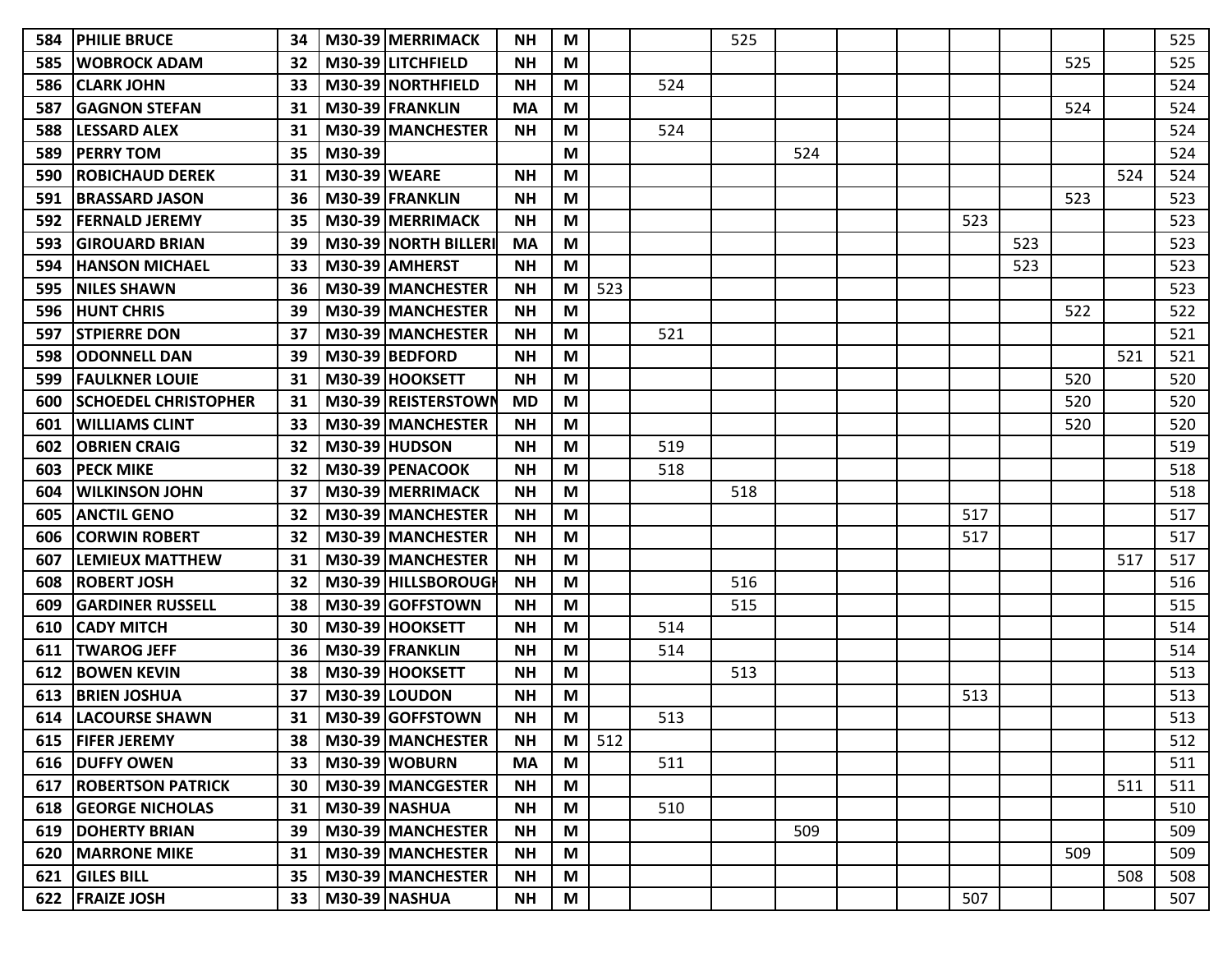| | | | | | | | | | | | | | | | | | |
|---|---|---|---|---|---|---|---|---|---|---|---|---|---|---|---|---|---|
| 584 | PHILIE BRUCE | 34 | M30-39 | MERRIMACK | NH | M | | | 525 | | | | | | | | 525 |
| 585 | WOBROCK ADAM | 32 | M30-39 | LITCHFIELD | NH | M | | | | | | | | | 525 | | 525 |
| 586 | CLARK JOHN | 33 | M30-39 | NORTHFIELD | NH | M | | 524 | | | | | | | | | 524 |
| 587 | GAGNON STEFAN | 31 | M30-39 | FRANKLIN | MA | M | | | | | | | | | 524 | | 524 |
| 588 | LESSARD ALEX | 31 | M30-39 | MANCHESTER | NH | M | | 524 | | | | | | | | | 524 |
| 589 | PERRY TOM | 35 | M30-39 | | | M | | | | 524 | | | | | | | 524 |
| 590 | ROBICHAUD DEREK | 31 | M30-39 | WEARE | NH | M | | | | | | | | | | 524 | 524 |
| 591 | BRASSARD JASON | 36 | M30-39 | FRANKLIN | NH | M | | | | | | | | | 523 | | 523 |
| 592 | FERNALD JEREMY | 35 | M30-39 | MERRIMACK | NH | M | | | | | | | 523 | | | | 523 |
| 593 | GIROUARD BRIAN | 39 | M30-39 | NORTH BILLERI | MA | M | | | | | | | | 523 | | | 523 |
| 594 | HANSON MICHAEL | 33 | M30-39 | AMHERST | NH | M | | | | | | | | 523 | | | 523 |
| 595 | NILES SHAWN | 36 | M30-39 | MANCHESTER | NH | M | 523 | | | | | | | | | | 523 |
| 596 | HUNT CHRIS | 39 | M30-39 | MANCHESTER | NH | M | | | | | | | | | 522 | | 522 |
| 597 | STPIERRE DON | 37 | M30-39 | MANCHESTER | NH | M | | 521 | | | | | | | | | 521 |
| 598 | ODONNELL DAN | 39 | M30-39 | BEDFORD | NH | M | | | | | | | | | | 521 | 521 |
| 599 | FAULKNER LOUIE | 31 | M30-39 | HOOKSETT | NH | M | | | | | | | | | 520 | | 520 |
| 600 | SCHOEDEL CHRISTOPHER | 31 | M30-39 | REISTERSTOWN | MD | M | | | | | | | | | 520 | | 520 |
| 601 | WILLIAMS CLINT | 33 | M30-39 | MANCHESTER | NH | M | | | | | | | | | 520 | | 520 |
| 602 | OBRIEN CRAIG | 32 | M30-39 | HUDSON | NH | M | | 519 | | | | | | | | | 519 |
| 603 | PECK MIKE | 32 | M30-39 | PENACOOK | NH | M | | 518 | | | | | | | | | 518 |
| 604 | WILKINSON JOHN | 37 | M30-39 | MERRIMACK | NH | M | | | 518 | | | | | | | | 518 |
| 605 | ANCTIL GENO | 32 | M30-39 | MANCHESTER | NH | M | | | | | | | 517 | | | | 517 |
| 606 | CORWIN ROBERT | 32 | M30-39 | MANCHESTER | NH | M | | | | | | | 517 | | | | 517 |
| 607 | LEMIEUX MATTHEW | 31 | M30-39 | MANCHESTER | NH | M | | | | | | | | | | 517 | 517 |
| 608 | ROBERT JOSH | 32 | M30-39 | HILLSBOROUGH | NH | M | | | 516 | | | | | | | | 516 |
| 609 | GARDINER RUSSELL | 38 | M30-39 | GOFFSTOWN | NH | M | | | 515 | | | | | | | | 515 |
| 610 | CADY MITCH | 30 | M30-39 | HOOKSETT | NH | M | | 514 | | | | | | | | | 514 |
| 611 | TWAROG JEFF | 36 | M30-39 | FRANKLIN | NH | M | | 514 | | | | | | | | | 514 |
| 612 | BOWEN KEVIN | 38 | M30-39 | HOOKSETT | NH | M | | | 513 | | | | | | | | 513 |
| 613 | BRIEN JOSHUA | 37 | M30-39 | LOUDON | NH | M | | | | | | | 513 | | | | 513 |
| 614 | LACOURSE SHAWN | 31 | M30-39 | GOFFSTOWN | NH | M | | 513 | | | | | | | | | 513 |
| 615 | FIFER JEREMY | 38 | M30-39 | MANCHESTER | NH | M | 512 | | | | | | | | | | 512 |
| 616 | DUFFY OWEN | 33 | M30-39 | WOBURN | MA | M | | 511 | | | | | | | | | 511 |
| 617 | ROBERTSON PATRICK | 30 | M30-39 | MANCGESTER | NH | M | | | | | | | | | | 511 | 511 |
| 618 | GEORGE NICHOLAS | 31 | M30-39 | NASHUA | NH | M | | 510 | | | | | | | | | 510 |
| 619 | DOHERTY BRIAN | 39 | M30-39 | MANCHESTER | NH | M | | | | 509 | | | | | | | 509 |
| 620 | MARRONE MIKE | 31 | M30-39 | MANCHESTER | NH | M | | | | | | | | | 509 | | 509 |
| 621 | GILES BILL | 35 | M30-39 | MANCHESTER | NH | M | | | | | | | | | | 508 | 508 |
| 622 | FRAIZE JOSH | 33 | M30-39 | NASHUA | NH | M | | | | | | | 507 | | | | 507 |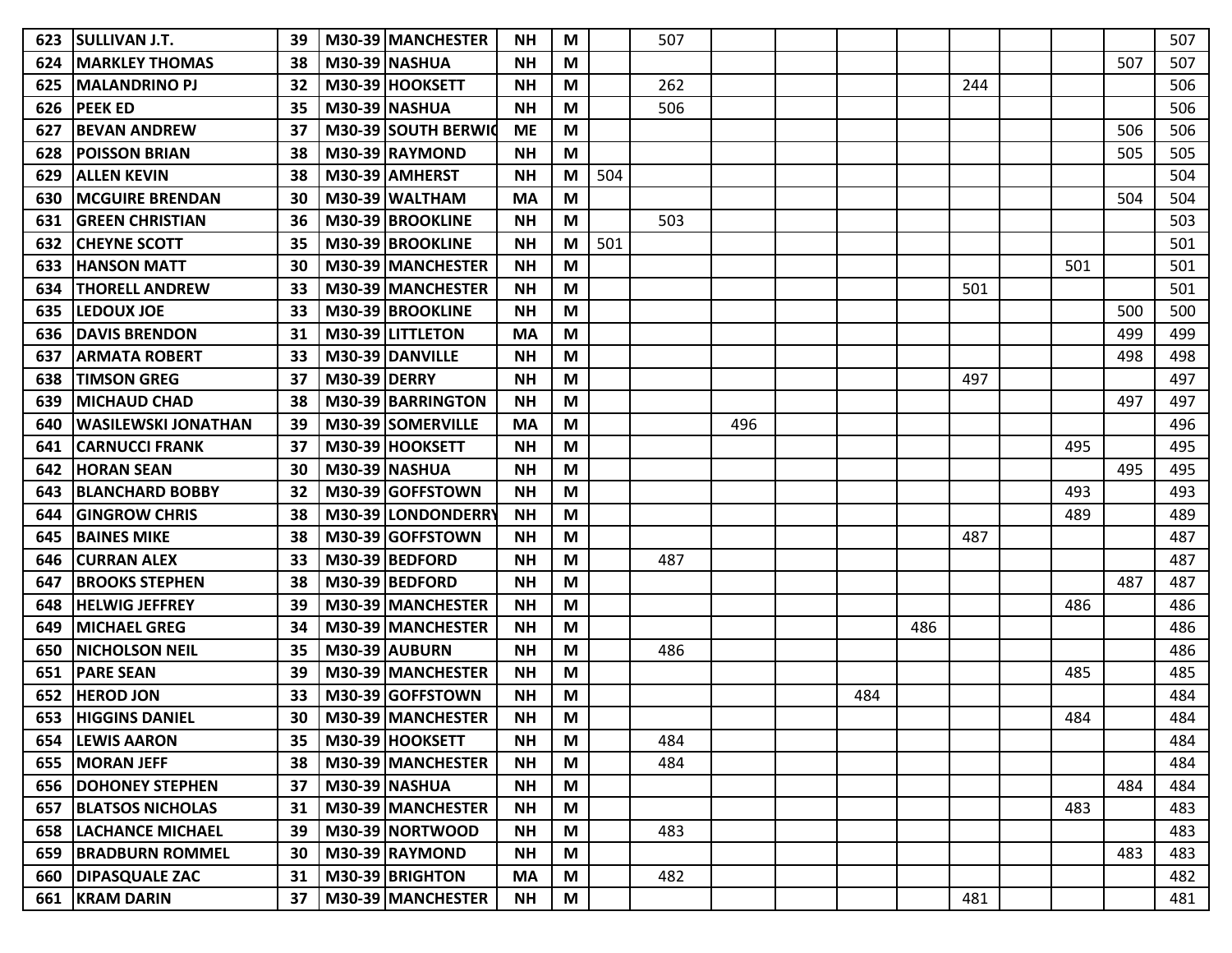| | | | | | | | | | | | | | | | | | |
|---|---|---|---|---|---|---|---|---|---|---|---|---|---|---|---|---|---|
| 623 | SULLIVAN J.T. | 39 | M30-39 | MANCHESTER | NH | M | | 507 | | | | | | | | | 507 |
| 624 | MARKLEY THOMAS | 38 | M30-39 | NASHUA | NH | M | | | | | | | | | | 507 | 507 |
| 625 | MALANDRINO PJ | 32 | M30-39 | HOOKSETT | NH | M | | 262 | | | | | 244 | | | | 506 |
| 626 | PEEK ED | 35 | M30-39 | NASHUA | NH | M | | 506 | | | | | | | | | 506 |
| 627 | BEVAN ANDREW | 37 | M30-39 | SOUTH BERWIC | ME | M | | | | | | | | | | 506 | 506 |
| 628 | POISSON BRIAN | 38 | M30-39 | RAYMOND | NH | M | | | | | | | | | | 505 | 505 |
| 629 | ALLEN KEVIN | 38 | M30-39 | AMHERST | NH | M | 504 | | | | | | | | | | 504 |
| 630 | MCGUIRE BRENDAN | 30 | M30-39 | WALTHAM | MA | M | | | | | | | | | | 504 | 504 |
| 631 | GREEN CHRISTIAN | 36 | M30-39 | BROOKLINE | NH | M | | 503 | | | | | | | | | 503 |
| 632 | CHEYNE SCOTT | 35 | M30-39 | BROOKLINE | NH | M | 501 | | | | | | | | | | 501 |
| 633 | HANSON MATT | 30 | M30-39 | MANCHESTER | NH | M | | | | | | | | | 501 | | 501 |
| 634 | THORELL ANDREW | 33 | M30-39 | MANCHESTER | NH | M | | | | | | | 501 | | | | 501 |
| 635 | LEDOUX JOE | 33 | M30-39 | BROOKLINE | NH | M | | | | | | | | | | 500 | 500 |
| 636 | DAVIS BRENDON | 31 | M30-39 | LITTLETON | MA | M | | | | | | | | | | 499 | 499 |
| 637 | ARMATA ROBERT | 33 | M30-39 | DANVILLE | NH | M | | | | | | | | | | 498 | 498 |
| 638 | TIMSON GREG | 37 | M30-39 | DERRY | NH | M | | | | | | | 497 | | | | 497 |
| 639 | MICHAUD CHAD | 38 | M30-39 | BARRINGTON | NH | M | | | | | | | | | | 497 | 497 |
| 640 | WASILEWSKI JONATHAN | 39 | M30-39 | SOMERVILLE | MA | M | | | 496 | | | | | | | | 496 |
| 641 | CARNUCCI FRANK | 37 | M30-39 | HOOKSETT | NH | M | | | | | | | | | 495 | | 495 |
| 642 | HORAN SEAN | 30 | M30-39 | NASHUA | NH | M | | | | | | | | | | 495 | 495 |
| 643 | BLANCHARD BOBBY | 32 | M30-39 | GOFFSTOWN | NH | M | | | | | | | | | 493 | | 493 |
| 644 | GINGROW CHRIS | 38 | M30-39 | LONDONDERRY | NH | M | | | | | | | | | 489 | | 489 |
| 645 | BAINES MIKE | 38 | M30-39 | GOFFSTOWN | NH | M | | | | | | | 487 | | | | 487 |
| 646 | CURRAN ALEX | 33 | M30-39 | BEDFORD | NH | M | | 487 | | | | | | | | | 487 |
| 647 | BROOKS STEPHEN | 38 | M30-39 | BEDFORD | NH | M | | | | | | | | | | 487 | 487 |
| 648 | HELWIG JEFFREY | 39 | M30-39 | MANCHESTER | NH | M | | | | | | | | | 486 | | 486 |
| 649 | MICHAEL GREG | 34 | M30-39 | MANCHESTER | NH | M | | | | | | 486 | | | | | 486 |
| 650 | NICHOLSON NEIL | 35 | M30-39 | AUBURN | NH | M | | 486 | | | | | | | | | 486 |
| 651 | PARE SEAN | 39 | M30-39 | MANCHESTER | NH | M | | | | | | | | | 485 | | 485 |
| 652 | HEROD JON | 33 | M30-39 | GOFFSTOWN | NH | M | | | | | 484 | | | | | | 484 |
| 653 | HIGGINS DANIEL | 30 | M30-39 | MANCHESTER | NH | M | | | | | | | | | 484 | | 484 |
| 654 | LEWIS AARON | 35 | M30-39 | HOOKSETT | NH | M | | 484 | | | | | | | | | 484 |
| 655 | MORAN JEFF | 38 | M30-39 | MANCHESTER | NH | M | | 484 | | | | | | | | | 484 |
| 656 | DOHONEY STEPHEN | 37 | M30-39 | NASHUA | NH | M | | | | | | | | | | 484 | 484 |
| 657 | BLATSOS NICHOLAS | 31 | M30-39 | MANCHESTER | NH | M | | | | | | | | | 483 | | 483 |
| 658 | LACHANCE MICHAEL | 39 | M30-39 | NORTWOOD | NH | M | | 483 | | | | | | | | | 483 |
| 659 | BRADBURN ROMMEL | 30 | M30-39 | RAYMOND | NH | M | | | | | | | | | | 483 | 483 |
| 660 | DIPASQUALE ZAC | 31 | M30-39 | BRIGHTON | MA | M | | 482 | | | | | | | | | 482 |
| 661 | KRAM DARIN | 37 | M30-39 | MANCHESTER | NH | M | | | | | | | 481 | | | | 481 |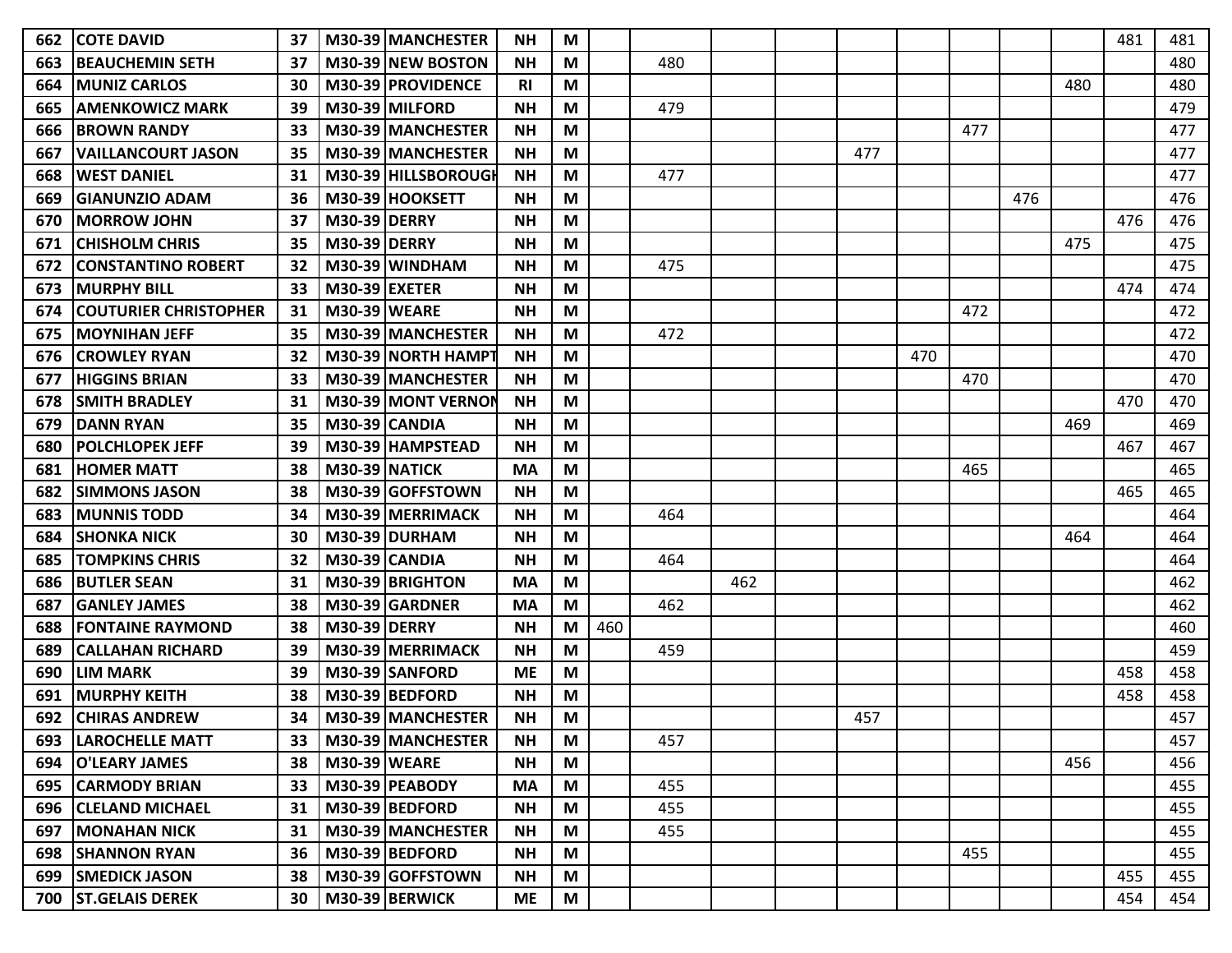| | | | | | | | | | | | | | | | | | |
|---|---|---|---|---|---|---|---|---|---|---|---|---|---|---|---|---|---|
| 662 | COTE DAVID | 37 | M30-39 | MANCHESTER | NH | M | | | | | | | | | | 481 | 481 |
| 663 | BEAUCHEMIN SETH | 37 | M30-39 | NEW BOSTON | NH | M | | 480 | | | | | | | | | 480 |
| 664 | MUNIZ CARLOS | 30 | M30-39 | PROVIDENCE | RI | M | | | | | | | | | 480 | | 480 |
| 665 | AMENKOWICZ MARK | 39 | M30-39 | MILFORD | NH | M | | 479 | | | | | | | | | 479 |
| 666 | BROWN RANDY | 33 | M30-39 | MANCHESTER | NH | M | | | | | | | 477 | | | | 477 |
| 667 | VAILLANCOURT JASON | 35 | M30-39 | MANCHESTER | NH | M | | | | | 477 | | | | | | 477 |
| 668 | WEST DANIEL | 31 | M30-39 | HILLSBOROUGH | NH | M | | 477 | | | | | | | | | 477 |
| 669 | GIANUNZIO ADAM | 36 | M30-39 | HOOKSETT | NH | M | | | | | | | | 476 | | | 476 |
| 670 | MORROW JOHN | 37 | M30-39 | DERRY | NH | M | | | | | | | | | | 476 | 476 |
| 671 | CHISHOLM CHRIS | 35 | M30-39 | DERRY | NH | M | | | | | | | | | 475 | | 475 |
| 672 | CONSTANTINO ROBERT | 32 | M30-39 | WINDHAM | NH | M | | 475 | | | | | | | | | 475 |
| 673 | MURPHY BILL | 33 | M30-39 | EXETER | NH | M | | | | | | | | | | 474 | 474 |
| 674 | COUTURIER CHRISTOPHER | 31 | M30-39 | WEARE | NH | M | | | | | | | 472 | | | | 472 |
| 675 | MOYNIHAN JEFF | 35 | M30-39 | MANCHESTER | NH | M | | 472 | | | | | | | | | 472 |
| 676 | CROWLEY RYAN | 32 | M30-39 | NORTH HAMPT | NH | M | | | | | | 470 | | | | | 470 |
| 677 | HIGGINS BRIAN | 33 | M30-39 | MANCHESTER | NH | M | | | | | | | 470 | | | | 470 |
| 678 | SMITH BRADLEY | 31 | M30-39 | MONT VERNON | NH | M | | | | | | | | | | 470 | 470 |
| 679 | DANN RYAN | 35 | M30-39 | CANDIA | NH | M | | | | | | | | | 469 | | 469 |
| 680 | POLCHLOPEK JEFF | 39 | M30-39 | HAMPSTEAD | NH | M | | | | | | | | | | 467 | 467 |
| 681 | HOMER MATT | 38 | M30-39 | NATICK | MA | M | | | | | | | 465 | | | | 465 |
| 682 | SIMMONS JASON | 38 | M30-39 | GOFFSTOWN | NH | M | | | | | | | | | | 465 | 465 |
| 683 | MUNNIS TODD | 34 | M30-39 | MERRIMACK | NH | M | | 464 | | | | | | | | | 464 |
| 684 | SHONKA NICK | 30 | M30-39 | DURHAM | NH | M | | | | | | | | | 464 | | 464 |
| 685 | TOMPKINS CHRIS | 32 | M30-39 | CANDIA | NH | M | | 464 | | | | | | | | | 464 |
| 686 | BUTLER SEAN | 31 | M30-39 | BRIGHTON | MA | M | | | 462 | | | | | | | | 462 |
| 687 | GANLEY JAMES | 38 | M30-39 | GARDNER | MA | M | | 462 | | | | | | | | | 462 |
| 688 | FONTAINE RAYMOND | 38 | M30-39 | DERRY | NH | M | 460 | | | | | | | | | | 460 |
| 689 | CALLAHAN RICHARD | 39 | M30-39 | MERRIMACK | NH | M | | 459 | | | | | | | | | 459 |
| 690 | LIM MARK | 39 | M30-39 | SANFORD | ME | M | | | | | | | | | | 458 | 458 |
| 691 | MURPHY KEITH | 38 | M30-39 | BEDFORD | NH | M | | | | | | | | | | 458 | 458 |
| 692 | CHIRAS ANDREW | 34 | M30-39 | MANCHESTER | NH | M | | | | | 457 | | | | | | 457 |
| 693 | LAROCHELLE MATT | 33 | M30-39 | MANCHESTER | NH | M | | 457 | | | | | | | | | 457 |
| 694 | O'LEARY JAMES | 38 | M30-39 | WEARE | NH | M | | | | | | | | | 456 | | 456 |
| 695 | CARMODY BRIAN | 33 | M30-39 | PEABODY | MA | M | | 455 | | | | | | | | | 455 |
| 696 | CLELAND MICHAEL | 31 | M30-39 | BEDFORD | NH | M | | 455 | | | | | | | | | 455 |
| 697 | MONAHAN NICK | 31 | M30-39 | MANCHESTER | NH | M | | 455 | | | | | | | | | 455 |
| 698 | SHANNON RYAN | 36 | M30-39 | BEDFORD | NH | M | | | | | | | 455 | | | | 455 |
| 699 | SMEDICK JASON | 38 | M30-39 | GOFFSTOWN | NH | M | | | | | | | | | | 455 | 455 |
| 700 | ST.GELAIS DEREK | 30 | M30-39 | BERWICK | ME | M | | | | | | | | | | 454 | 454 |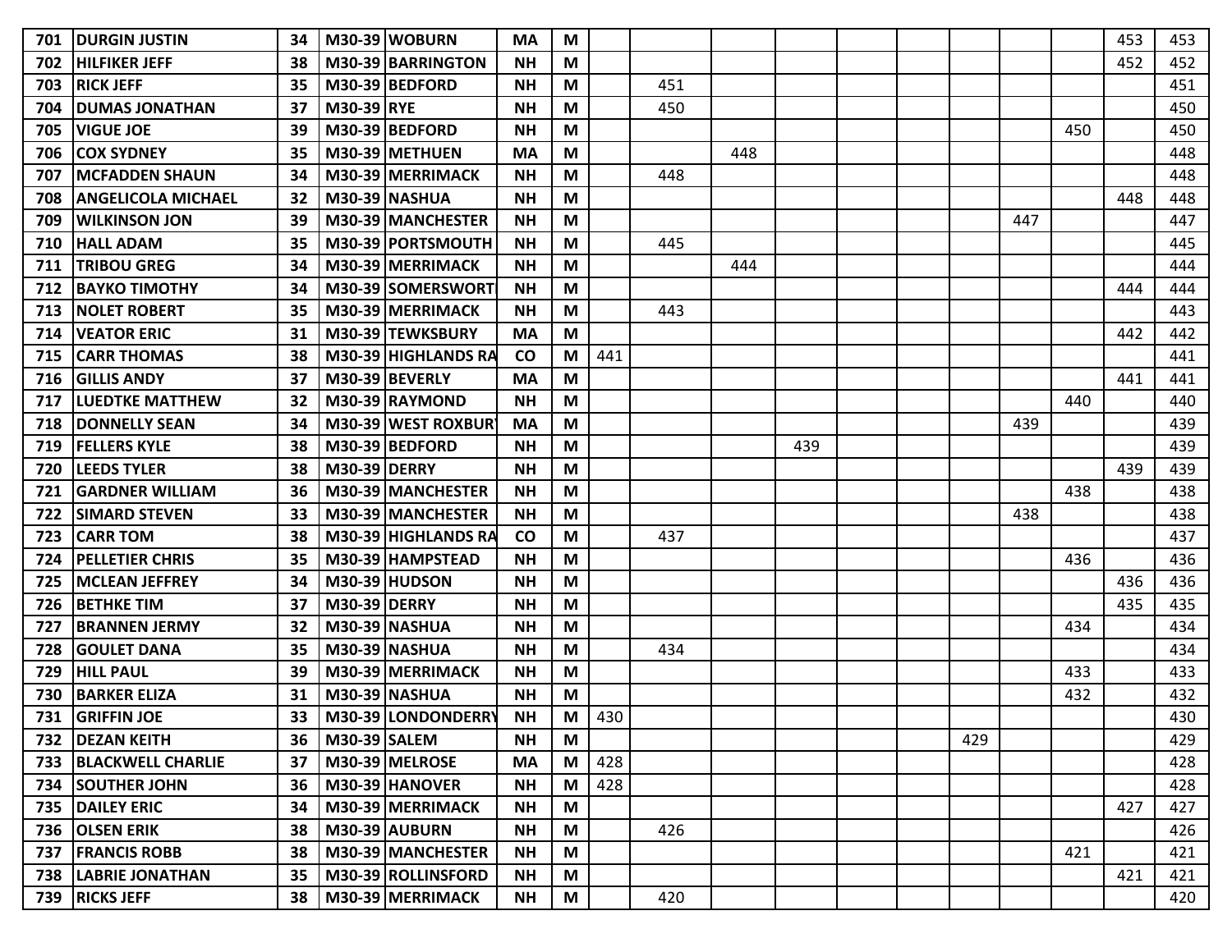| | | | | | | | | | | | | | | | | | |
|---|---|---|---|---|---|---|---|---|---|---|---|---|---|---|---|---|---|
| 701 | DURGIN JUSTIN | 34 | M30-39 | WOBURN | MA | M | | | | | | | | | | 453 | 453 |
| 702 | HILFIKER JEFF | 38 | M30-39 | BARRINGTON | NH | M | | | | | | | | | | 452 | 452 |
| 703 | RICK JEFF | 35 | M30-39 | BEDFORD | NH | M | | 451 | | | | | | | | | 451 |
| 704 | DUMAS JONATHAN | 37 | M30-39 | RYE | NH | M | | 450 | | | | | | | | | 450 |
| 705 | VIGUE JOE | 39 | M30-39 | BEDFORD | NH | M | | | | | | | | | 450 | | 450 |
| 706 | COX SYDNEY | 35 | M30-39 | METHUEN | MA | M | | | 448 | | | | | | | | 448 |
| 707 | MCFADDEN SHAUN | 34 | M30-39 | MERRIMACK | NH | M | | 448 | | | | | | | | | 448 |
| 708 | ANGELICOLA MICHAEL | 32 | M30-39 | NASHUA | NH | M | | | | | | | | | | 448 | 448 |
| 709 | WILKINSON JON | 39 | M30-39 | MANCHESTER | NH | M | | | | | | | | 447 | | | 447 |
| 710 | HALL ADAM | 35 | M30-39 | PORTSMOUTH | NH | M | | 445 | | | | | | | | | 445 |
| 711 | TRIBOU GREG | 34 | M30-39 | MERRIMACK | NH | M | | | 444 | | | | | | | | 444 |
| 712 | BAYKO TIMOTHY | 34 | M30-39 | SOMERSWORTH | NH | M | | | | | | | | | | 444 | 444 |
| 713 | NOLET ROBERT | 35 | M30-39 | MERRIMACK | NH | M | | 443 | | | | | | | | | 443 |
| 714 | VEATOR ERIC | 31 | M30-39 | TEWKSBURY | MA | M | | | | | | | | | | 442 | 442 |
| 715 | CARR THOMAS | 38 | M30-39 | HIGHLANDS RA | CO | M | 441 | | | | | | | | | | 441 |
| 716 | GILLIS ANDY | 37 | M30-39 | BEVERLY | MA | M | | | | | | | | | | 441 | 441 |
| 717 | LUEDTKE MATTHEW | 32 | M30-39 | RAYMOND | NH | M | | | | | | | | | 440 | | 440 |
| 718 | DONNELLY SEAN | 34 | M30-39 | WEST ROXBURY | MA | M | | | | | | | | 439 | | | 439 |
| 719 | FELLERS KYLE | 38 | M30-39 | BEDFORD | NH | M | | | | 439 | | | | | | | 439 |
| 720 | LEEDS TYLER | 38 | M30-39 | DERRY | NH | M | | | | | | | | | | 439 | 439 |
| 721 | GARDNER WILLIAM | 36 | M30-39 | MANCHESTER | NH | M | | | | | | | | | 438 | | 438 |
| 722 | SIMARD STEVEN | 33 | M30-39 | MANCHESTER | NH | M | | | | | | | | 438 | | | 438 |
| 723 | CARR TOM | 38 | M30-39 | HIGHLANDS RA | CO | M | | 437 | | | | | | | | | 437 |
| 724 | PELLETIER CHRIS | 35 | M30-39 | HAMPSTEAD | NH | M | | | | | | | | | 436 | | 436 |
| 725 | MCLEAN JEFFREY | 34 | M30-39 | HUDSON | NH | M | | | | | | | | | | 436 | 436 |
| 726 | BETHKE TIM | 37 | M30-39 | DERRY | NH | M | | | | | | | | | | 435 | 435 |
| 727 | BRANNEN JERMY | 32 | M30-39 | NASHUA | NH | M | | | | | | | | | 434 | | 434 |
| 728 | GOULET DANA | 35 | M30-39 | NASHUA | NH | M | | 434 | | | | | | | | | 434 |
| 729 | HILL PAUL | 39 | M30-39 | MERRIMACK | NH | M | | | | | | | | | 433 | | 433 |
| 730 | BARKER ELIZA | 31 | M30-39 | NASHUA | NH | M | | | | | | | | | 432 | | 432 |
| 731 | GRIFFIN JOE | 33 | M30-39 | LONDONDERRY | NH | M | 430 | | | | | | | | | | 430 |
| 732 | DEZAN KEITH | 36 | M30-39 | SALEM | NH | M | | | | | | | 429 | | | | 429 |
| 733 | BLACKWELL CHARLIE | 37 | M30-39 | MELROSE | MA | M | 428 | | | | | | | | | | 428 |
| 734 | SOUTHER JOHN | 36 | M30-39 | HANOVER | NH | M | 428 | | | | | | | | | | 428 |
| 735 | DAILEY ERIC | 34 | M30-39 | MERRIMACK | NH | M | | | | | | | | | | 427 | 427 |
| 736 | OLSEN ERIK | 38 | M30-39 | AUBURN | NH | M | | 426 | | | | | | | | | 426 |
| 737 | FRANCIS ROBB | 38 | M30-39 | MANCHESTER | NH | M | | | | | | | | | 421 | | 421 |
| 738 | LABRIE JONATHAN | 35 | M30-39 | ROLLINSFORD | NH | M | | | | | | | | | | 421 | 421 |
| 739 | RICKS JEFF | 38 | M30-39 | MERRIMACK | NH | M | | 420 | | | | | | | | | 420 |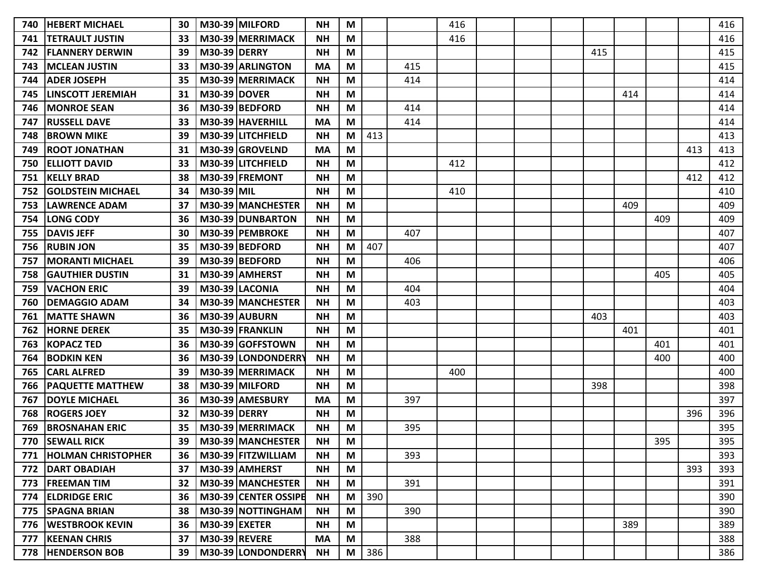| | | | | | | | | | | | | | | | | | |
|---|---|---|---|---|---|---|---|---|---|---|---|---|---|---|---|---|---|
| 740 | HEBERT MICHAEL | 30 | M30-39 | MILFORD | NH | M | | | 416 | | | | | | | | 416 |
| 741 | TETRAULT JUSTIN | 33 | M30-39 | MERRIMACK | NH | M | | | 416 | | | | | | | | 416 |
| 742 | FLANNERY DERWIN | 39 | M30-39 | DERRY | NH | M | | | | | | | 415 | | | | 415 |
| 743 | MCLEAN JUSTIN | 33 | M30-39 | ARLINGTON | MA | M | | 415 | | | | | | | | | 415 |
| 744 | ADER JOSEPH | 35 | M30-39 | MERRIMACK | NH | M | | 414 | | | | | | | | | 414 |
| 745 | LINSCOTT JEREMIAH | 31 | M30-39 | DOVER | NH | M | | | | | | | | 414 | | | 414 |
| 746 | MONROE SEAN | 36 | M30-39 | BEDFORD | NH | M | | 414 | | | | | | | | | 414 |
| 747 | RUSSELL DAVE | 33 | M30-39 | HAVERHILL | MA | M | | 414 | | | | | | | | | 414 |
| 748 | BROWN MIKE | 39 | M30-39 | LITCHFIELD | NH | M | 413 | | | | | | | | | | 413 |
| 749 | ROOT JONATHAN | 31 | M30-39 | GROVELND | MA | M | | | | | | | | | | 413 | 413 |
| 750 | ELLIOTT DAVID | 33 | M30-39 | LITCHFIELD | NH | M | | | 412 | | | | | | | | 412 |
| 751 | KELLY BRAD | 38 | M30-39 | FREMONT | NH | M | | | | | | | | | | 412 | 412 |
| 752 | GOLDSTEIN MICHAEL | 34 | M30-39 | MIL | NH | M | | | 410 | | | | | | | | 410 |
| 753 | LAWRENCE ADAM | 37 | M30-39 | MANCHESTER | NH | M | | | | | | | | 409 | | | 409 |
| 754 | LONG CODY | 36 | M30-39 | DUNBARTON | NH | M | | | | | | | | | 409 | | 409 |
| 755 | DAVIS JEFF | 30 | M30-39 | PEMBROKE | NH | M | | 407 | | | | | | | | | 407 |
| 756 | RUBIN JON | 35 | M30-39 | BEDFORD | NH | M | 407 | | | | | | | | | | 407 |
| 757 | MORANTI MICHAEL | 39 | M30-39 | BEDFORD | NH | M | | 406 | | | | | | | | | 406 |
| 758 | GAUTHIER DUSTIN | 31 | M30-39 | AMHERST | NH | M | | | | | | | | | 405 | | 405 |
| 759 | VACHON ERIC | 39 | M30-39 | LACONIA | NH | M | | 404 | | | | | | | | | 404 |
| 760 | DEMAGGIO ADAM | 34 | M30-39 | MANCHESTER | NH | M | | 403 | | | | | | | | | 403 |
| 761 | MATTE SHAWN | 36 | M30-39 | AUBURN | NH | M | | | | | | | 403 | | | | 403 |
| 762 | HORNE DEREK | 35 | M30-39 | FRANKLIN | NH | M | | | | | | | | 401 | | | 401 |
| 763 | KOPACZ TED | 36 | M30-39 | GOFFSTOWN | NH | M | | | | | | | | | 401 | | 401 |
| 764 | BODKIN KEN | 36 | M30-39 | LONDONDERRY | NH | M | | | | | | | | | 400 | | 400 |
| 765 | CARL ALFRED | 39 | M30-39 | MERRIMACK | NH | M | | | 400 | | | | | | | | 400 |
| 766 | PAQUETTE MATTHEW | 38 | M30-39 | MILFORD | NH | M | | | | | | | 398 | | | | 398 |
| 767 | DOYLE MICHAEL | 36 | M30-39 | AMESBURY | MA | M | | 397 | | | | | | | | | 397 |
| 768 | ROGERS JOEY | 32 | M30-39 | DERRY | NH | M | | | | | | | | | | 396 | 396 |
| 769 | BROSNAHAN ERIC | 35 | M30-39 | MERRIMACK | NH | M | | 395 | | | | | | | | | 395 |
| 770 | SEWALL RICK | 39 | M30-39 | MANCHESTER | NH | M | | | | | | | | | 395 | | 395 |
| 771 | HOLMAN CHRISTOPHER | 36 | M30-39 | FITZWILLIAM | NH | M | | 393 | | | | | | | | | 393 |
| 772 | DART OBADIAH | 37 | M30-39 | AMHERST | NH | M | | | | | | | | | | 393 | 393 |
| 773 | FREEMAN TIM | 32 | M30-39 | MANCHESTER | NH | M | | 391 | | | | | | | | | 391 |
| 774 | ELDRIDGE ERIC | 36 | M30-39 | CENTER OSSIPE | NH | M | 390 | | | | | | | | | | 390 |
| 775 | SPAGNA BRIAN | 38 | M30-39 | NOTTINGHAM | NH | M | | 390 | | | | | | | | | 390 |
| 776 | WESTBROOK KEVIN | 36 | M30-39 | EXETER | NH | M | | | | | | | | 389 | | | 389 |
| 777 | KEENAN CHRIS | 37 | M30-39 | REVERE | MA | M | | 388 | | | | | | | | | 388 |
| 778 | HENDERSON BOB | 39 | M30-39 | LONDONDERRY | NH | M | 386 | | | | | | | | | | 386 |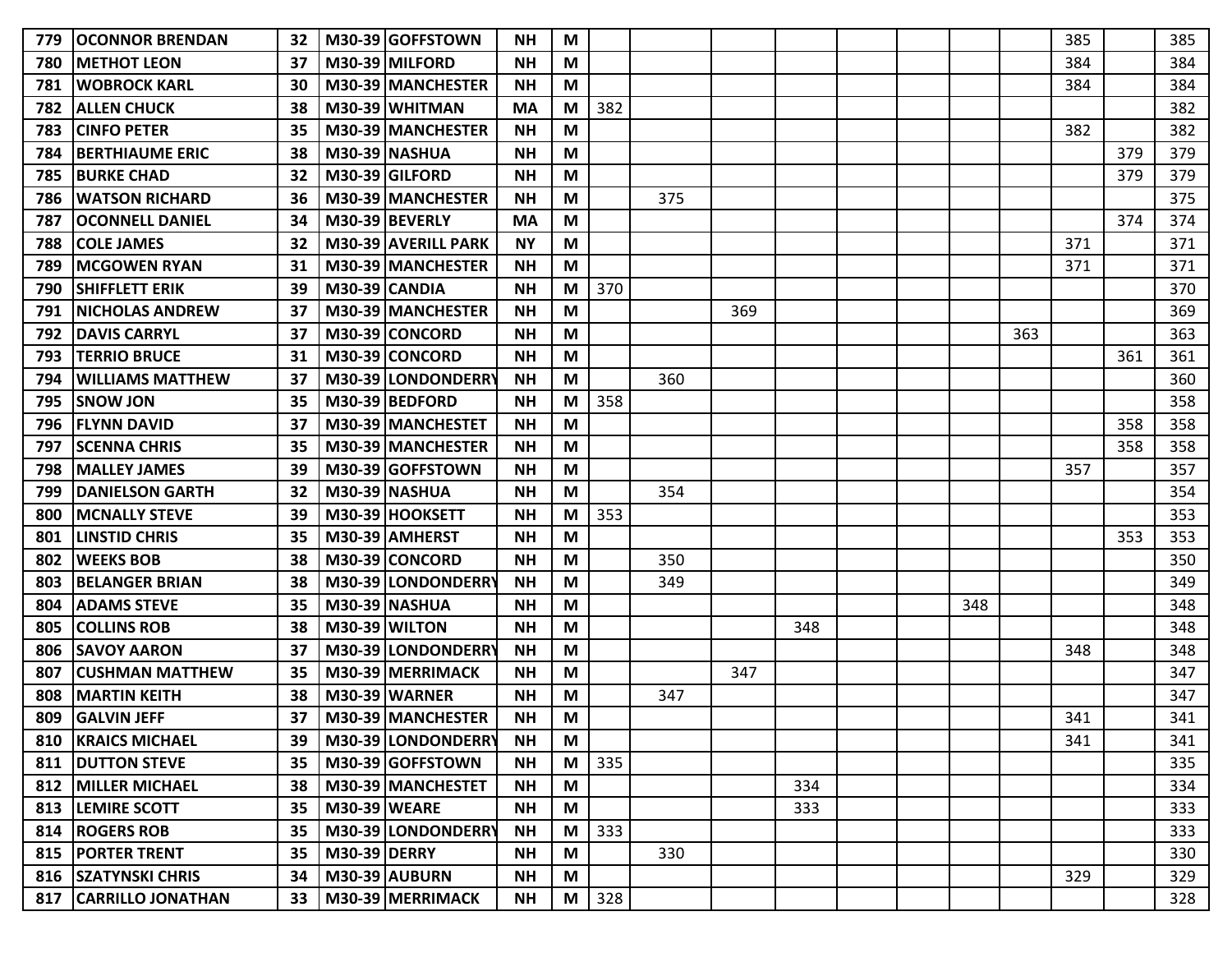| | | | | | | | | | | | | | | | | | |
|---|---|---|---|---|---|---|---|---|---|---|---|---|---|---|---|---|---|
| 779 | OCONNOR BRENDAN | 32 | M30-39 | GOFFSTOWN | NH | M | | | | | | | | | 385 | | 385 |
| 780 | METHOT LEON | 37 | M30-39 | MILFORD | NH | M | | | | | | | | | 384 | | 384 |
| 781 | WOBROCK KARL | 30 | M30-39 | MANCHESTER | NH | M | | | | | | | | | 384 | | 384 |
| 782 | ALLEN CHUCK | 38 | M30-39 | WHITMAN | MA | M | 382 | | | | | | | | | | 382 |
| 783 | CINFO PETER | 35 | M30-39 | MANCHESTER | NH | M | | | | | | | | | 382 | | 382 |
| 784 | BERTHIAUME ERIC | 38 | M30-39 | NASHUA | NH | M | | | | | | | | | | 379 | 379 |
| 785 | BURKE CHAD | 32 | M30-39 | GILFORD | NH | M | | | | | | | | | | 379 | 379 |
| 786 | WATSON RICHARD | 36 | M30-39 | MANCHESTER | NH | M | | 375 | | | | | | | | | 375 |
| 787 | OCONNELL DANIEL | 34 | M30-39 | BEVERLY | MA | M | | | | | | | | | | 374 | 374 |
| 788 | COLE JAMES | 32 | M30-39 | AVERILL PARK | NY | M | | | | | | | | | 371 | | 371 |
| 789 | MCGOWEN RYAN | 31 | M30-39 | MANCHESTER | NH | M | | | | | | | | | 371 | | 371 |
| 790 | SHIFFLETT ERIK | 39 | M30-39 | CANDIA | NH | M | 370 | | | | | | | | | | 370 |
| 791 | NICHOLAS ANDREW | 37 | M30-39 | MANCHESTER | NH | M | | | 369 | | | | | | | | 369 |
| 792 | DAVIS CARRYL | 37 | M30-39 | CONCORD | NH | M | | | | | | | | 363 | | | 363 |
| 793 | TERRIO BRUCE | 31 | M30-39 | CONCORD | NH | M | | | | | | | | | | 361 | 361 |
| 794 | WILLIAMS MATTHEW | 37 | M30-39 | LONDONDERRY | NH | M | | 360 | | | | | | | | | 360 |
| 795 | SNOW JON | 35 | M30-39 | BEDFORD | NH | M | 358 | | | | | | | | | | 358 |
| 796 | FLYNN DAVID | 37 | M30-39 | MANCHESTET | NH | M | | | | | | | | | | 358 | 358 |
| 797 | SCENNA CHRIS | 35 | M30-39 | MANCHESTER | NH | M | | | | | | | | | | 358 | 358 |
| 798 | MALLEY JAMES | 39 | M30-39 | GOFFSTOWN | NH | M | | | | | | | | | 357 | | 357 |
| 799 | DANIELSON GARTH | 32 | M30-39 | NASHUA | NH | M | | 354 | | | | | | | | | 354 |
| 800 | MCNALLY STEVE | 39 | M30-39 | HOOKSETT | NH | M | 353 | | | | | | | | | | 353 |
| 801 | LINSTID CHRIS | 35 | M30-39 | AMHERST | NH | M | | | | | | | | | | 353 | 353 |
| 802 | WEEKS BOB | 38 | M30-39 | CONCORD | NH | M | | 350 | | | | | | | | | 350 |
| 803 | BELANGER BRIAN | 38 | M30-39 | LONDONDERRY | NH | M | | 349 | | | | | | | | | 349 |
| 804 | ADAMS STEVE | 35 | M30-39 | NASHUA | NH | M | | | | | | | 348 | | | | 348 |
| 805 | COLLINS ROB | 38 | M30-39 | WILTON | NH | M | | | | 348 | | | | | | | 348 |
| 806 | SAVOY AARON | 37 | M30-39 | LONDONDERRY | NH | M | | | | | | | | | 348 | | 348 |
| 807 | CUSHMAN MATTHEW | 35 | M30-39 | MERRIMACK | NH | M | | | 347 | | | | | | | | 347 |
| 808 | MARTIN KEITH | 38 | M30-39 | WARNER | NH | M | | 347 | | | | | | | | | 347 |
| 809 | GALVIN JEFF | 37 | M30-39 | MANCHESTER | NH | M | | | | | | | | | 341 | | 341 |
| 810 | KRAICS MICHAEL | 39 | M30-39 | LONDONDERRY | NH | M | | | | | | | | | 341 | | 341 |
| 811 | DUTTON STEVE | 35 | M30-39 | GOFFSTOWN | NH | M | 335 | | | | | | | | | | 335 |
| 812 | MILLER MICHAEL | 38 | M30-39 | MANCHESTET | NH | M | | | | 334 | | | | | | | 334 |
| 813 | LEMIRE SCOTT | 35 | M30-39 | WEARE | NH | M | | | | 333 | | | | | | | 333 |
| 814 | ROGERS ROB | 35 | M30-39 | LONDONDERRY | NH | M | 333 | | | | | | | | | | 333 |
| 815 | PORTER TRENT | 35 | M30-39 | DERRY | NH | M | | 330 | | | | | | | | | 330 |
| 816 | SZATYNSKI CHRIS | 34 | M30-39 | AUBURN | NH | M | | | | | | | | | 329 | | 329 |
| 817 | CARRILLO JONATHAN | 33 | M30-39 | MERRIMACK | NH | M | 328 | | | | | | | | | | 328 |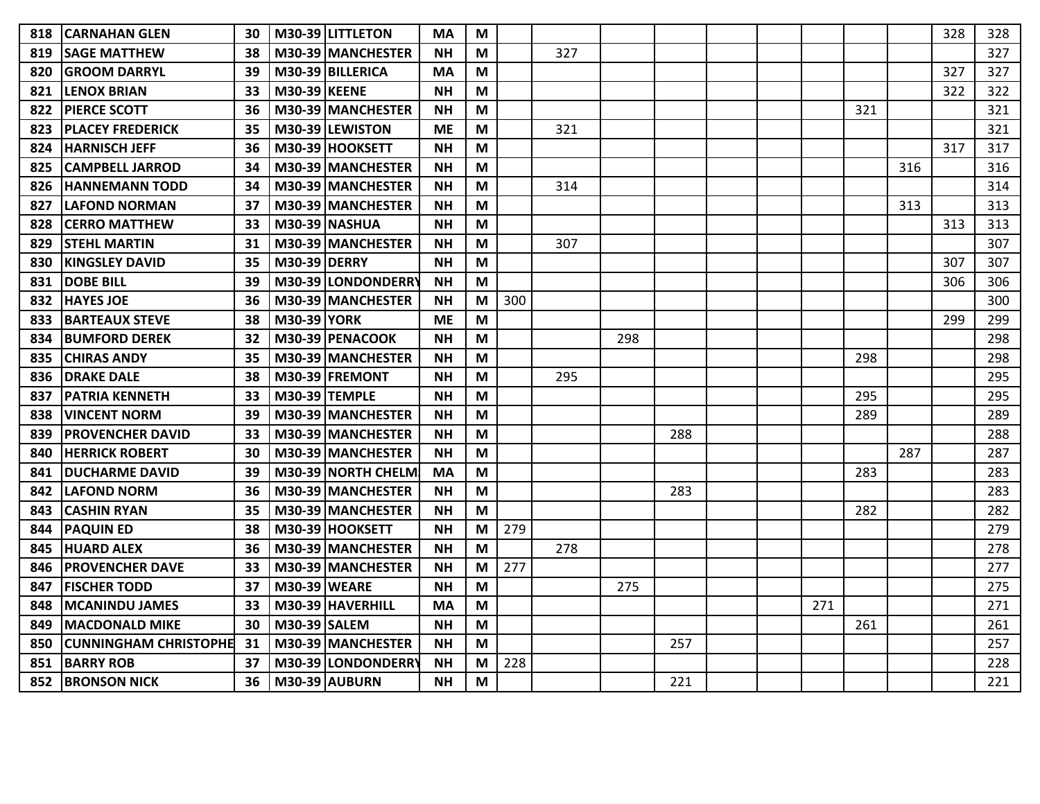| | | | | | | | | | | | | | | | | | |
|---|---|---|---|---|---|---|---|---|---|---|---|---|---|---|---|---|---|
| 818 | CARNAHAN GLEN | 30 | M30-39 | LITTLETON | MA | M | | | | | | | | | | 328 | 328 |
| 819 | SAGE MATTHEW | 38 | M30-39 | MANCHESTER | NH | M | | 327 | | | | | | | | | 327 |
| 820 | GROOM DARRYL | 39 | M30-39 | BILLERICA | MA | M | | | | | | | | | | 327 | 327 |
| 821 | LENOX BRIAN | 33 | M30-39 | KEENE | NH | M | | | | | | | | | | 322 | 322 |
| 822 | PIERCE SCOTT | 36 | M30-39 | MANCHESTER | NH | M | | | | | | | | 321 | | | 321 |
| 823 | PLACEY FREDERICK | 35 | M30-39 | LEWISTON | ME | M | | 321 | | | | | | | | | 321 |
| 824 | HARNISCH JEFF | 36 | M30-39 | HOOKSETT | NH | M | | | | | | | | | | 317 | 317 |
| 825 | CAMPBELL JARROD | 34 | M30-39 | MANCHESTER | NH | M | | | | | | | | | 316 | | 316 |
| 826 | HANNEMANN TODD | 34 | M30-39 | MANCHESTER | NH | M | | 314 | | | | | | | | | 314 |
| 827 | LAFOND NORMAN | 37 | M30-39 | MANCHESTER | NH | M | | | | | | | | | 313 | | 313 |
| 828 | CERRO MATTHEW | 33 | M30-39 | NASHUA | NH | M | | | | | | | | | | 313 | 313 |
| 829 | STEHL MARTIN | 31 | M30-39 | MANCHESTER | NH | M | | 307 | | | | | | | | | 307 |
| 830 | KINGSLEY DAVID | 35 | M30-39 | DERRY | NH | M | | | | | | | | | | 307 | 307 |
| 831 | DOBE BILL | 39 | M30-39 | LONDONDERRY | NH | M | | | | | | | | | | 306 | 306 |
| 832 | HAYES JOE | 36 | M30-39 | MANCHESTER | NH | M | 300 | | | | | | | | | | 300 |
| 833 | BARTEAUX STEVE | 38 | M30-39 | YORK | ME | M | | | | | | | | | | 299 | 299 |
| 834 | BUMFORD DEREK | 32 | M30-39 | PENACOOK | NH | M | | | 298 | | | | | | | | 298 |
| 835 | CHIRAS ANDY | 35 | M30-39 | MANCHESTER | NH | M | | | | | | | | 298 | | | 298 |
| 836 | DRAKE DALE | 38 | M30-39 | FREMONT | NH | M | | 295 | | | | | | | | | 295 |
| 837 | PATRIA KENNETH | 33 | M30-39 | TEMPLE | NH | M | | | | | | | | 295 | | | 295 |
| 838 | VINCENT NORM | 39 | M30-39 | MANCHESTER | NH | M | | | | | | | | 289 | | | 289 |
| 839 | PROVENCHER DAVID | 33 | M30-39 | MANCHESTER | NH | M | | | | 288 | | | | | | | 288 |
| 840 | HERRICK ROBERT | 30 | M30-39 | MANCHESTER | NH | M | | | | | | | | | 287 | | 287 |
| 841 | DUCHARME DAVID | 39 | M30-39 | NORTH CHELM | MA | M | | | | | | | | 283 | | | 283 |
| 842 | LAFOND NORM | 36 | M30-39 | MANCHESTER | NH | M | | | | 283 | | | | | | | 283 |
| 843 | CASHIN RYAN | 35 | M30-39 | MANCHESTER | NH | M | | | | | | | | 282 | | | 282 |
| 844 | PAQUIN ED | 38 | M30-39 | HOOKSETT | NH | M | 279 | | | | | | | | | | 279 |
| 845 | HUARD ALEX | 36 | M30-39 | MANCHESTER | NH | M | | 278 | | | | | | | | | 278 |
| 846 | PROVENCHER DAVE | 33 | M30-39 | MANCHESTER | NH | M | 277 | | | | | | | | | | 277 |
| 847 | FISCHER TODD | 37 | M30-39 | WEARE | NH | M | | | 275 | | | | | | | | 275 |
| 848 | MCANINDU JAMES | 33 | M30-39 | HAVERHILL | MA | M | | | | | | | 271 | | | | 271 |
| 849 | MACDONALD MIKE | 30 | M30-39 | SALEM | NH | M | | | | | | | | 261 | | | 261 |
| 850 | CUNNINGHAM CHRISTOPHE | 31 | M30-39 | MANCHESTER | NH | M | | | | 257 | | | | | | | 257 |
| 851 | BARRY ROB | 37 | M30-39 | LONDONDERRY | NH | M | 228 | | | | | | | | | | 228 |
| 852 | BRONSON NICK | 36 | M30-39 | AUBURN | NH | M | | | | 221 | | | | | | | 221 |